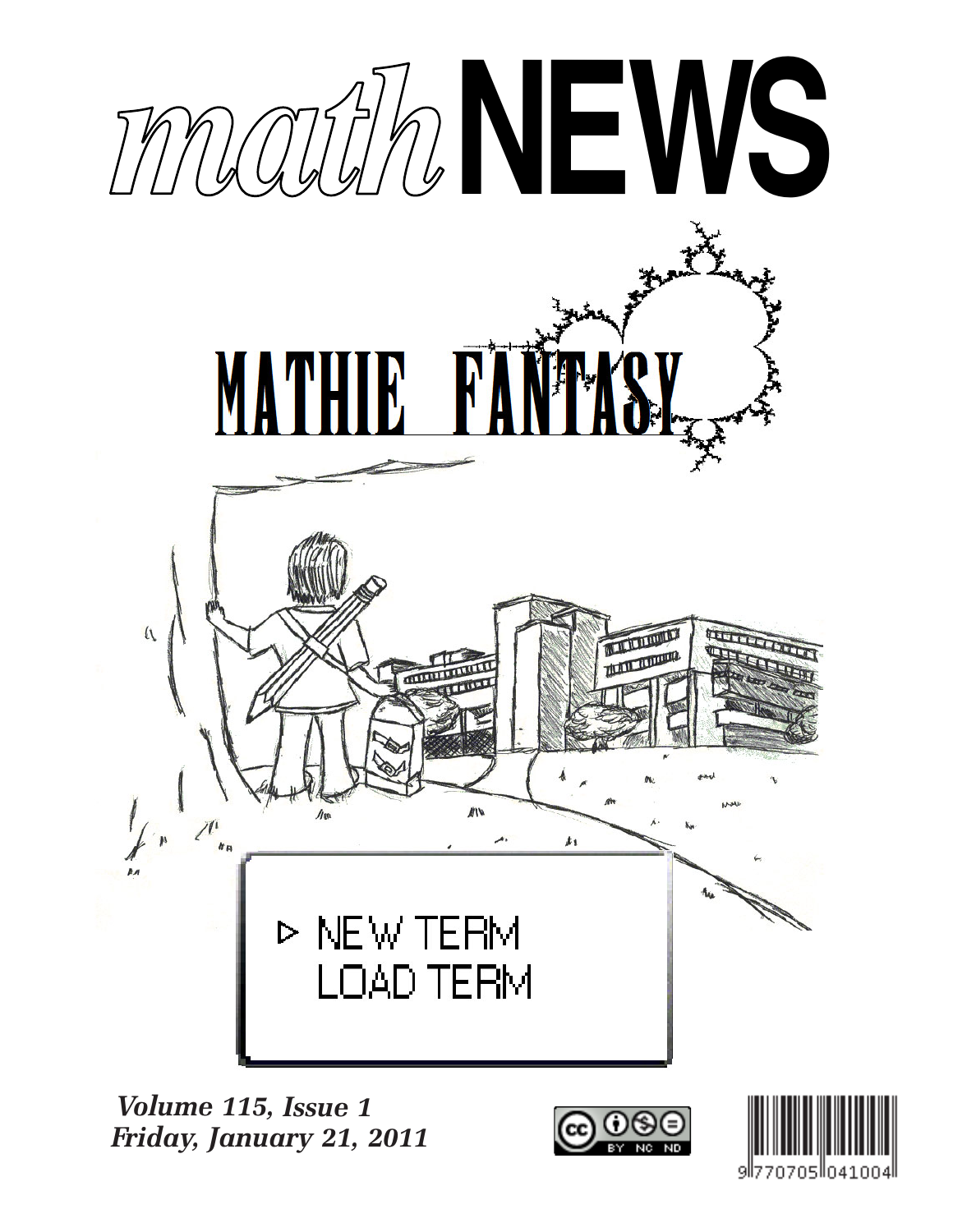# mathNEWS

## MATHIE FANTASY

▷ NEW TERM
LOAD TERM

*Volume 115, Issue 1*
*Friday, January 21, 2011*

9770705041004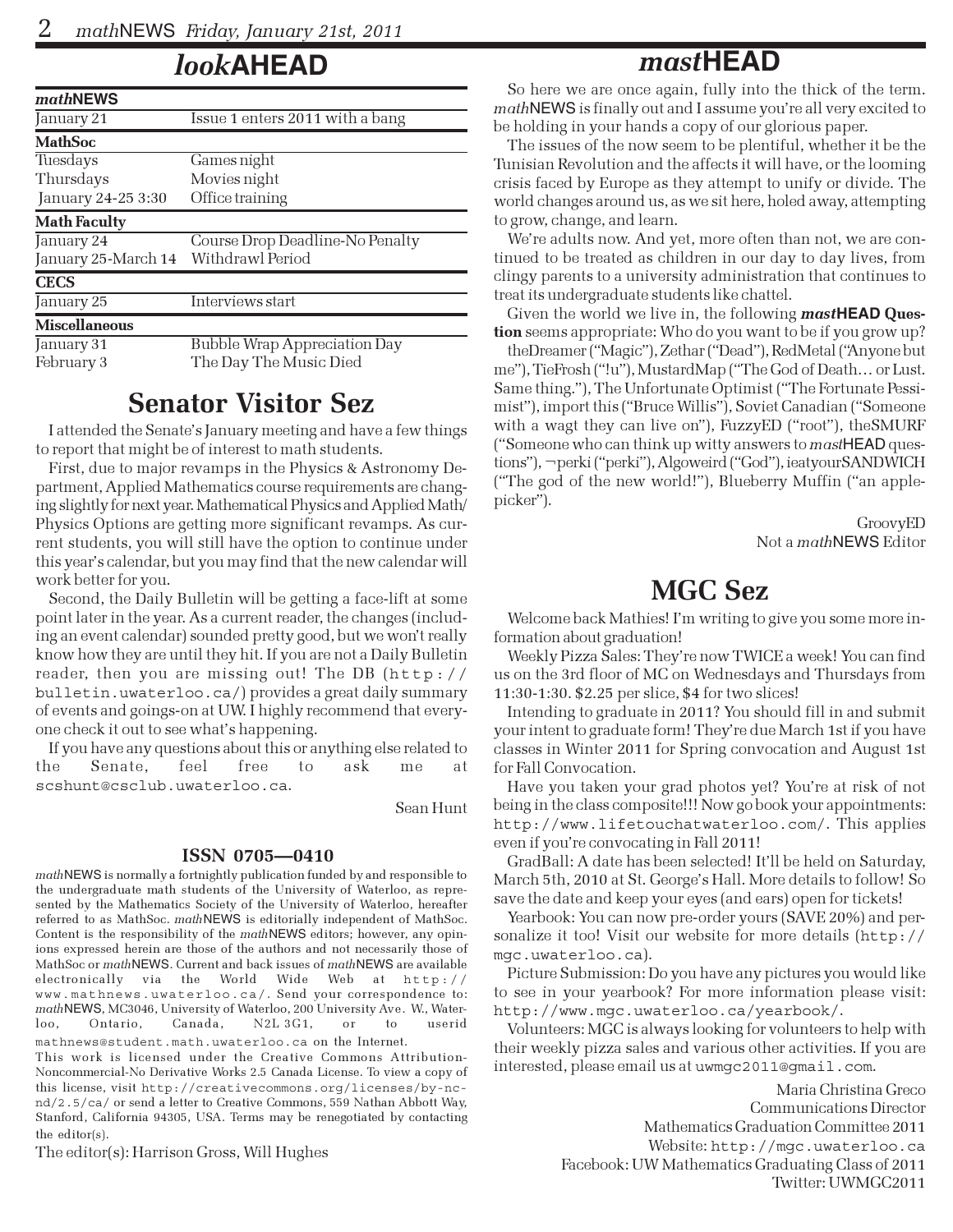# *look*AHEAD

| *math*NEWS | |
|---|---|
| January 21 | Issue 1 enters 2011 with a bang |
| **MathSoc** | |
| Tuesdays | Games night |
| Thursdays | Movies night |
| January 24-25 3:30 | Office training |
| **Math Faculty** | |
| January 24 | Course Drop Deadline-No Penalty |
| January 25-March 14 | Withdrawl Period |
| **CECS** | |
| January 25 | Interviews start |
| **Miscellaneous** | |
| January 31 | Bubble Wrap Appreciation Day |
| February 3 | The Day The Music Died |

## Senator Visitor Sez

I attended the Senate's January meeting and have a few things to report that might be of interest to math students.

First, due to major revamps in the Physics & Astronomy Department, Applied Mathematics course requirements are changing slightly for next year. Mathematical Physics and Applied Math/Physics Options are getting more significant revamps. As current students, you will still have the option to continue under this year's calendar, but you may find that the new calendar will work better for you.

Second, the Daily Bulletin will be getting a face-lift at some point later in the year. As a current reader, the changes (including an event calendar) sounded pretty good, but we won't really know how they are until they hit. If you are not a Daily Bulletin reader, then you are missing out! The DB (http://bulletin.uwaterloo.ca/) provides a great daily summary of events and goings-on at UW. I highly recommend that everyone check it out to see what's happening.

If you have any questions about this or anything else related to the Senate, feel free to ask me at scshunt@csclub.uwaterloo.ca.

Sean Hunt

### ISSN 0705—0410

*math*NEWS is normally a fortnightly publication funded by and responsible to the undergraduate math students of the University of Waterloo, as represented by the Mathematics Society of the University of Waterloo, hereafter referred to as MathSoc. *math*NEWS is editorially independent of MathSoc. Content is the responsibility of the *math*NEWS editors; however, any opinions expressed herein are those of the authors and not necessarily those of MathSoc or *math*NEWS. Current and back issues of *math*NEWS are available electronically via the World Wide Web at http://www.mathnews.uwaterloo.ca/. Send your correspondence to: *math*NEWS, MC3046, University of Waterloo, 200 University Ave. W., Waterloo, Ontario, Canada, N2L 3G1, or to userid mathnews@student.math.uwaterloo.ca on the Internet.

This work is licensed under the Creative Commons Attribution-Noncommercial-No Derivative Works 2.5 Canada License. To view a copy of this license, visit http://creativecommons.org/licenses/by-nc-nd/2.5/ca/ or send a letter to Creative Commons, 559 Nathan Abbott Way, Stanford, California 94305, USA. Terms may be renegotiated by contacting the editor(s).

The editor(s): Harrison Gross, Will Hughes

# *mast*HEAD

So here we are once again, fully into the thick of the term. *math*NEWS is finally out and I assume you're all very excited to be holding in your hands a copy of our glorious paper.

The issues of the now seem to be plentiful, whether it be the Tunisian Revolution and the affects it will have, or the looming crisis faced by Europe as they attempt to unify or divide. The world changes around us, as we sit here, holed away, attempting to grow, change, and learn.

We're adults now. And yet, more often than not, we are continued to be treated as children in our day to day lives, from clingy parents to a university administration that continues to treat its undergraduate students like chattel.

Given the world we live in, the following ***mast*HEAD Question** seems appropriate: Who do you want to be if you grow up?

theDreamer ("Magic"), Zethar ("Dead"), RedMetal ("Anyone but me"), TieFrosh ("!u"), MustardMap ("The God of Death… or Lust. Same thing."), The Unfortunate Optimist ("The Fortunate Pessimist"), import this ("Bruce Willis"), Soviet Canadian ("Someone with a wagt they can live on"), FuzzyED ("root"), theSMURF ("Someone who can think up witty answers to *mast*HEAD questions"), ¬perki ("perki"), Algoweird ("God"), ieatyourSANDWICH ("The god of the new world!"), Blueberry Muffin ("an apple-picker").

GroovyED
Not a *math*NEWS Editor

## MGC Sez

Welcome back Mathies! I'm writing to give you some more information about graduation!

Weekly Pizza Sales: They're now TWICE a week! You can find us on the 3rd floor of MC on Wednesdays and Thursdays from 11:30-1:30. $2.25 per slice, $4 for two slices!

Intending to graduate in 2011? You should fill in and submit your intent to graduate form! They're due March 1st if you have classes in Winter 2011 for Spring convocation and August 1st for Fall Convocation.

Have you taken your grad photos yet? You're at risk of not being in the class composite!!! Now go book your appointments: http://www.lifetouchatwaterloo.com/. This applies even if you're convocating in Fall 2011!

GradBall: A date has been selected! It'll be held on Saturday, March 5th, 2010 at St. George's Hall. More details to follow! So save the date and keep your eyes (and ears) open for tickets!

Yearbook: You can now pre-order yours (SAVE 20%) and personalize it too! Visit our website for more details (http://mgc.uwaterloo.ca).

Picture Submission: Do you have any pictures you would like to see in your yearbook? For more information please visit: http://www.mgc.uwaterloo.ca/yearbook/.

Volunteers: MGC is always looking for volunteers to help with their weekly pizza sales and various other activities. If you are interested, please email us at uwmgc2011@gmail.com.

Maria Christina Greco
Communications Director
Mathematics Graduation Committee 2011
Website: http://mgc.uwaterloo.ca
Facebook: UW Mathematics Graduating Class of 2011
Twitter: UWMGC2011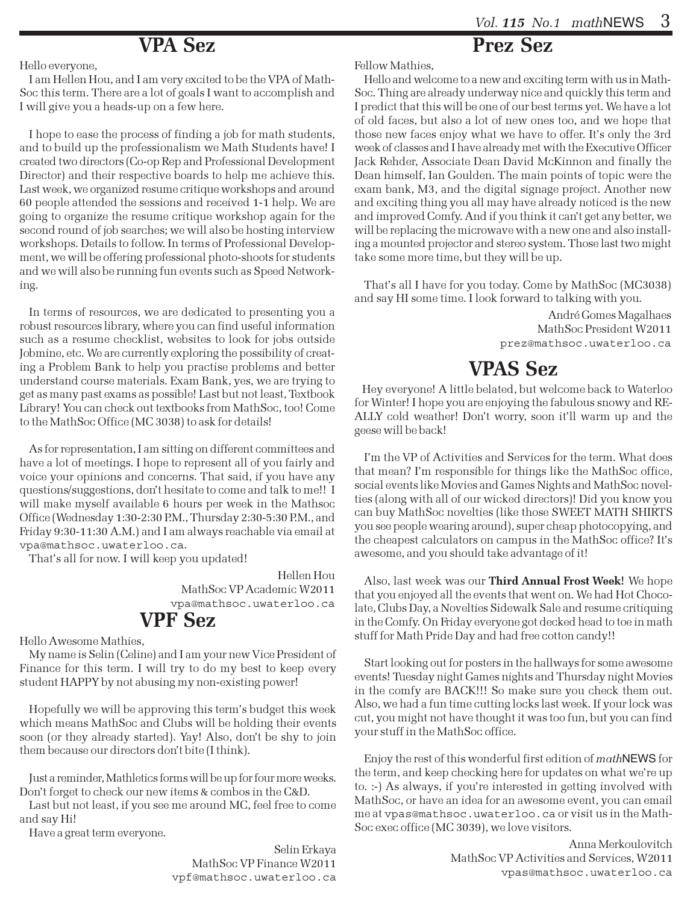## VPA Sez

Hello everyone,

I am Hellen Hou, and I am very excited to be the VPA of MathSoc this term. There are a lot of goals I want to accomplish and I will give you a heads-up on a few here.

I hope to ease the process of finding a job for math students, and to build up the professionalism we Math Students have! I created two directors (Co-op Rep and Professional Development Director) and their respective boards to help me achieve this. Last week, we organized resume critique workshops and around 60 people attended the sessions and received 1-1 help. We are going to organize the resume critique workshop again for the second round of job searches; we will also be hosting interview workshops. Details to follow. In terms of Professional Development, we will be offering professional photo-shoots for students and we will also be running fun events such as Speed Networking.

In terms of resources, we are dedicated to presenting you a robust resources library, where you can find useful information such as a resume checklist, websites to look for jobs outside Jobmine, etc. We are currently exploring the possibility of creating a Problem Bank to help you practise problems and better understand course materials. Exam Bank, yes, we are trying to get as many past exams as possible! Last but not least, Textbook Library! You can check out textbooks from MathSoc, too! Come to the MathSoc Office (MC 3038) to ask for details!

As for representation, I am sitting on different committees and have a lot of meetings. I hope to represent all of you fairly and voice your opinions and concerns. That said, if you have any questions/suggestions, don't hesitate to come and talk to me!! I will make myself available 6 hours per week in the Mathsoc Office (Wednesday 1:30-2:30 P.M., Thursday 2:30-5:30 P.M., and Friday 9:30-11:30 A.M.) and I am always reachable via email at vpa@mathsoc.uwaterloo.ca.

That's all for now. I will keep you updated!

Hellen Hou
MathSoc VP Academic W2011
vpa@mathsoc.uwaterloo.ca

## VPF Sez

Hello Awesome Mathies,

My name is Selin (Celine) and I am your new Vice President of Finance for this term. I will try to do my best to keep every student HAPPY by not abusing my non-existing power!

Hopefully we will be approving this term's budget this week which means MathSoc and Clubs will be holding their events soon (or they already started). Yay! Also, don't be shy to join them because our directors don't bite (I think).

Just a reminder, Mathletics forms will be up for four more weeks. Don't forget to check our new items & combos in the C&D.

Last but not least, if you see me around MC, feel free to come and say Hi!

Have a great term everyone.

Selin Erkaya
MathSoc VP Finance W2011
vpf@mathsoc.uwaterloo.ca

## Prez Sez

Fellow Mathies,

Hello and welcome to a new and exciting term with us in MathSoc. Thing are already underway nice and quickly this term and I predict that this will be one of our best terms yet. We have a lot of old faces, but also a lot of new ones too, and we hope that those new faces enjoy what we have to offer. It's only the 3rd week of classes and I have already met with the Executive Officer Jack Rehder, Associate Dean David McKinnon and finally the Dean himself, Ian Goulden. The main points of topic were the exam bank, M3, and the digital signage project. Another new and exciting thing you all may have already noticed is the new and improved Comfy. And if you think it can't get any better, we will be replacing the microwave with a new one and also installing a mounted projector and stereo system. Those last two might take some more time, but they will be up.

That's all I have for you today. Come by MathSoc (MC3038) and say HI some time. I look forward to talking with you.

André Gomes Magalhaes
MathSoc President W2011
prez@mathsoc.uwaterloo.ca

## VPAS Sez

Hey everyone! A little belated, but welcome back to Waterloo for Winter! I hope you are enjoying the fabulous snowy and REALLY cold weather! Don't worry, soon it'll warm up and the geese will be back!

I'm the VP of Activities and Services for the term. What does that mean? I'm responsible for things like the MathSoc office, social events like Movies and Games Nights and MathSoc novelties (along with all of our wicked directors)! Did you know you can buy MathSoc novelties (like those SWEET MATH SHIRTS you see people wearing around), super cheap photocopying, and the cheapest calculators on campus in the MathSoc office? It's awesome, and you should take advantage of it!

Also, last week was our **Third Annual Frost Week!** We hope that you enjoyed all the events that went on. We had Hot Chocolate, Clubs Day, a Novelties Sidewalk Sale and resume critiquing in the Comfy. On Friday everyone got decked head to toe in math stuff for Math Pride Day and had free cotton candy!!

Start looking out for posters in the hallways for some awesome events! Tuesday night Games nights and Thursday night Movies in the comfy are BACK!!! So make sure you check them out. Also, we had a fun time cutting locks last week. If your lock was cut, you might not have thought it was too fun, but you can find your stuff in the MathSoc office.

Enjoy the rest of this wonderful first edition of *math*NEWS for the term, and keep checking here for updates on what we're up to. :-) As always, if you're interested in getting involved with MathSoc, or have an idea for an awesome event, you can email me at vpas@mathsoc.uwaterloo.ca or visit us in the MathSoc exec office (MC 3039), we love visitors.

Anna Merkoulovitch
MathSoc VP Activities and Services, W2011
vpas@mathsoc.uwaterloo.ca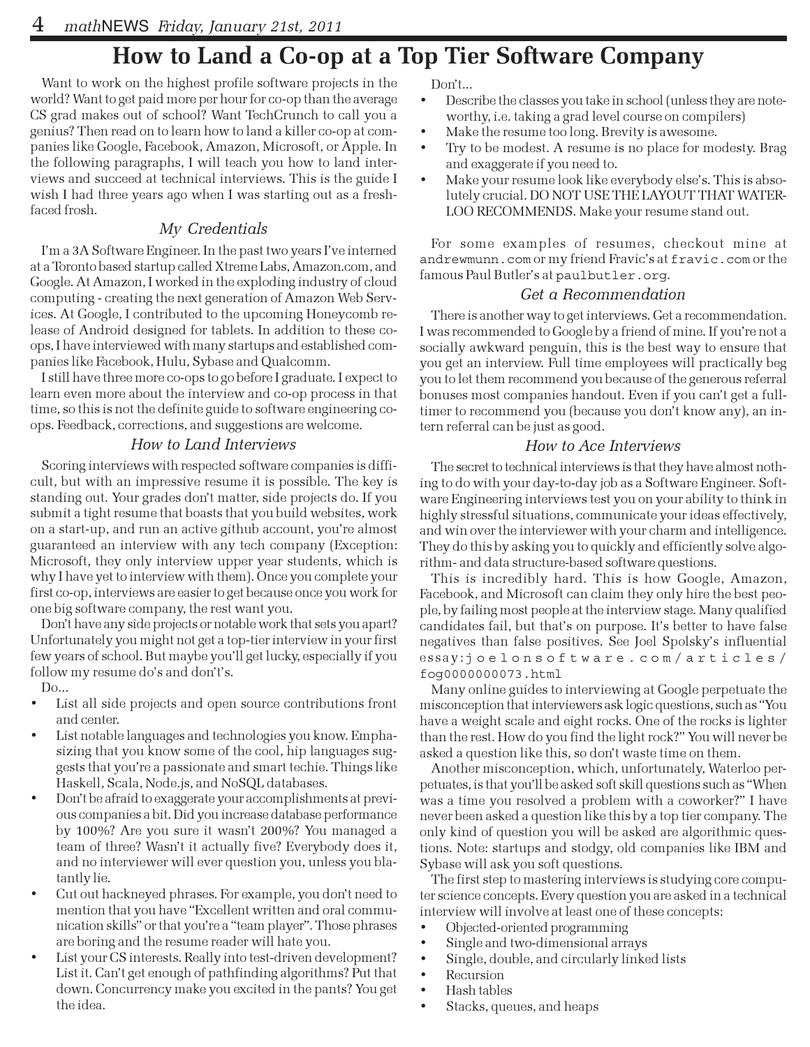# How to Land a Co-op at a Top Tier Software Company

Want to work on the highest profile software projects in the world? Want to get paid more per hour for co-op than the average CS grad makes out of school? Want TechCrunch to call you a genius? Then read on to learn how to land a killer co-op at companies like Google, Facebook, Amazon, Microsoft, or Apple. In the following paragraphs, I will teach you how to land interviews and succeed at technical interviews. This is the guide I wish I had three years ago when I was starting out as a fresh-faced frosh.

### *My Credentials*

I'm a 3A Software Engineer. In the past two years I've interned at a Toronto based startup called Xtreme Labs, Amazon.com, and Google. At Amazon, I worked in the exploding industry of cloud computing - creating the next generation of Amazon Web Services. At Google, I contributed to the upcoming Honeycomb release of Android designed for tablets. In addition to these co-ops, I have interviewed with many startups and established companies like Facebook, Hulu, Sybase and Qualcomm.

I still have three more co-ops to go before I graduate. I expect to learn even more about the interview and co-op process in that time, so this is not the definite guide to software engineering co-ops. Feedback, corrections, and suggestions are welcome.

### *How to Land Interviews*

Scoring interviews with respected software companies is difficult, but with an impressive resume it is possible. The key is standing out. Your grades don't matter, side projects do. If you submit a tight resume that boasts that you build websites, work on a start-up, and run an active github account, you're almost guaranteed an interview with any tech company (Exception: Microsoft, they only interview upper year students, which is why I have yet to interview with them). Once you complete your first co-op, interviews are easier to get because once you work for one big software company, the rest want you.

Don't have any side projects or notable work that sets you apart? Unfortunately you might not get a top-tier interview in your first few years of school. But maybe you'll get lucky, especially if you follow my resume do's and don't's.

Do...

- List all side projects and open source contributions front and center.
- List notable languages and technologies you know. Emphasizing that you know some of the cool, hip languages suggests that you're a passionate and smart techie. Things like Haskell, Scala, Node.js, and NoSQL databases.
- Don't be afraid to exaggerate your accomplishments at previous companies a bit. Did you increase database performance by 100%? Are you sure it wasn't 200%? You managed a team of three? Wasn't it actually five? Everybody does it, and no interviewer will ever question you, unless you blatantly lie.
- Cut out hackneyed phrases. For example, you don't need to mention that you have "Excellent written and oral communication skills" or that you're a "team player". Those phrases are boring and the resume reader will hate you.
- List your CS interests. Really into test-driven development? List it. Can't get enough of pathfinding algorithms? Put that down. Concurrency make you excited in the pants? You get the idea.

Don't...

- Describe the classes you take in school (unless they are noteworthy, i.e. taking a grad level course on compilers)
- Make the resume too long. Brevity is awesome.
- Try to be modest. A resume is no place for modesty. Brag and exaggerate if you need to.
- Make your resume look like everybody else's. This is absolutely crucial. DO NOT USE THE LAYOUT THAT WATERLOO RECOMMENDS. Make your resume stand out.

For some examples of resumes, checkout mine at `andrewmunn.com` or my friend Fravic's at `fravic.com` or the famous Paul Butler's at `paulbutler.org`.

### *Get a Recommendation*

There is another way to get interviews. Get a recommendation. I was recommended to Google by a friend of mine. If you're not a socially awkward penguin, this is the best way to ensure that you get an interview. Full time employees will practically beg you to let them recommend you because of the generous referral bonuses most companies handout. Even if you can't get a full-timer to recommend you (because you don't know any), an intern referral can be just as good.

### *How to Ace Interviews*

The secret to technical interviews is that they have almost nothing to do with your day-to-day job as a Software Engineer. Software Engineering interviews test you on your ability to think in highly stressful situations, communicate your ideas effectively, and win over the interviewer with your charm and intelligence. They do this by asking you to quickly and efficiently solve algorithm- and data structure-based software questions.

This is incredibly hard. This is how Google, Amazon, Facebook, and Microsoft can claim they only hire the best people, by failing most people at the interview stage. Many qualified candidates fail, but that's on purpose. It's better to have false negatives than false positives. See Joel Spolsky's influential essay: `joelonsoftware.com/articles/fog0000000073.html`

Many online guides to interviewing at Google perpetuate the misconception that interviewers ask logic questions, such as "You have a weight scale and eight rocks. One of the rocks is lighter than the rest. How do you find the light rock?" You will never be asked a question like this, so don't waste time on them.

Another misconception, which, unfortunately, Waterloo perpetuates, is that you'll be asked soft skill questions such as "When was a time you resolved a problem with a coworker?" I have never been asked a question like this by a top tier company. The only kind of question you will be asked are algorithmic questions. Note: startups and stodgy, old companies like IBM and Sybase will ask you soft questions.

The first step to mastering interviews is studying core computer science concepts. Every question you are asked in a technical interview will involve at least one of these concepts:

- Objected-oriented programming
- Single and two-dimensional arrays
- Single, double, and circularly linked lists
- Recursion
- Hash tables
- Stacks, queues, and heaps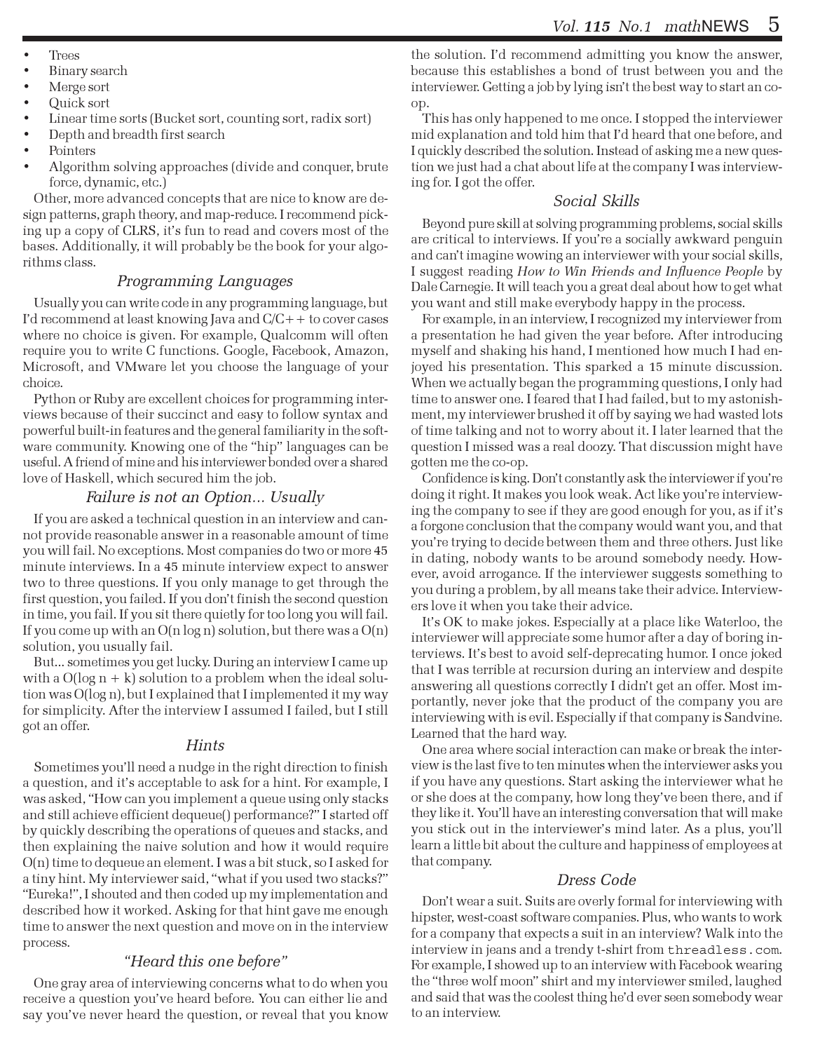- Trees
- Binary search
- Merge sort
- Quick sort
- Linear time sorts (Bucket sort, counting sort, radix sort)
- Depth and breadth first search
- Pointers
- Algorithm solving approaches (divide and conquer, brute force, dynamic, etc.)

Other, more advanced concepts that are nice to know are design patterns, graph theory, and map-reduce. I recommend picking up a copy of CLRS, it's fun to read and covers most of the bases. Additionally, it will probably be the book for your algorithms class.

### *Programming Languages*

Usually you can write code in any programming language, but I'd recommend at least knowing Java and C/C++ to cover cases where no choice is given. For example, Qualcomm will often require you to write C functions. Google, Facebook, Amazon, Microsoft, and VMware let you choose the language of your choice.

Python or Ruby are excellent choices for programming interviews because of their succinct and easy to follow syntax and powerful built-in features and the general familiarity in the software community. Knowing one of the "hip" languages can be useful. A friend of mine and his interviewer bonded over a shared love of Haskell, which secured him the job.

### *Failure is not an Option... Usually*

If you are asked a technical question in an interview and cannot provide reasonable answer in a reasonable amount of time you will fail. No exceptions. Most companies do two or more 45 minute interviews. In a 45 minute interview expect to answer two to three questions. If you only manage to get through the first question, you failed. If you don't finish the second question in time, you fail. If you sit there quietly for too long you will fail. If you come up with an O(n log n) solution, but there was a O(n) solution, you usually fail.

But... sometimes you get lucky. During an interview I came up with a O(log n + k) solution to a problem when the ideal solution was O(log n), but I explained that I implemented it my way for simplicity. After the interview I assumed I failed, but I still got an offer.

### *Hints*

Sometimes you'll need a nudge in the right direction to finish a question, and it's acceptable to ask for a hint. For example, I was asked, "How can you implement a queue using only stacks and still achieve efficient dequeue() performance?" I started off by quickly describing the operations of queues and stacks, and then explaining the naive solution and how it would require O(n) time to dequeue an element. I was a bit stuck, so I asked for a tiny hint. My interviewer said, "what if you used two stacks?" "Eureka!", I shouted and then coded up my implementation and described how it worked. Asking for that hint gave me enough time to answer the next question and move on in the interview process.

### *"Heard this one before"*

One gray area of interviewing concerns what to do when you receive a question you've heard before. You can either lie and say you've never heard the question, or reveal that you know the solution. I'd recommend admitting you know the answer, because this establishes a bond of trust between you and the interviewer. Getting a job by lying isn't the best way to start an co-op.

This has only happened to me once. I stopped the interviewer mid explanation and told him that I'd heard that one before, and I quickly described the solution. Instead of asking me a new question we just had a chat about life at the company I was interviewing for. I got the offer.

### *Social Skills*

Beyond pure skill at solving programming problems, social skills are critical to interviews. If you're a socially awkward penguin and can't imagine wowing an interviewer with your social skills, I suggest reading *How to Win Friends and Influence People* by Dale Carnegie. It will teach you a great deal about how to get what you want and still make everybody happy in the process.

For example, in an interview, I recognized my interviewer from a presentation he had given the year before. After introducing myself and shaking his hand, I mentioned how much I had enjoyed his presentation. This sparked a 15 minute discussion. When we actually began the programming questions, I only had time to answer one. I feared that I had failed, but to my astonishment, my interviewer brushed it off by saying we had wasted lots of time talking and not to worry about it. I later learned that the question I missed was a real doozy. That discussion might have gotten me the co-op.

Confidence is king. Don't constantly ask the interviewer if you're doing it right. It makes you look weak. Act like you're interviewing the company to see if they are good enough for you, as if it's a forgone conclusion that the company would want you, and that you're trying to decide between them and three others. Just like in dating, nobody wants to be around somebody needy. However, avoid arrogance. If the interviewer suggests something to you during a problem, by all means take their advice. Interviewers love it when you take their advice.

It's OK to make jokes. Especially at a place like Waterloo, the interviewer will appreciate some humor after a day of boring interviews. It's best to avoid self-deprecating humor. I once joked that I was terrible at recursion during an interview and despite answering all questions correctly I didn't get an offer. Most importantly, never joke that the product of the company you are interviewing with is evil. Especially if that company is Sandvine. Learned that the hard way.

One area where social interaction can make or break the interview is the last five to ten minutes when the interviewer asks you if you have any questions. Start asking the interviewer what he or she does at the company, how long they've been there, and if they like it. You'll have an interesting conversation that will make you stick out in the interviewer's mind later. As a plus, you'll learn a little bit about the culture and happiness of employees at that company.

### *Dress Code*

Don't wear a suit. Suits are overly formal for interviewing with hipster, west-coast software companies. Plus, who wants to work for a company that expects a suit in an interview? Walk into the interview in jeans and a trendy t-shirt from `threadless.com`. For example, I showed up to an interview with Facebook wearing the "three wolf moon" shirt and my interviewer smiled, laughed and said that was the coolest thing he'd ever seen somebody wear to an interview.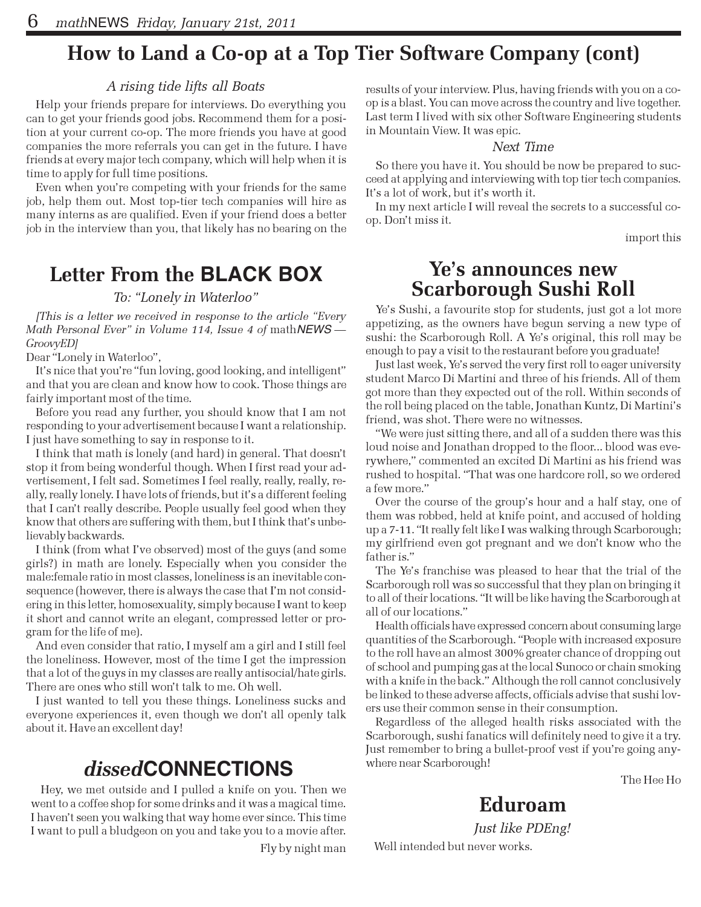## How to Land a Co-op at a Top Tier Software Company (cont)

*A rising tide lifts all Boats*

Help your friends prepare for interviews. Do everything you can to get your friends good jobs. Recommend them for a position at your current co-op. The more friends you have at good companies the more referrals you can get in the future. I have friends at every major tech company, which will help when it is time to apply for full time positions.

Even when you're competing with your friends for the same job, help them out. Most top-tier tech companies will hire as many interns as are qualified. Even if your friend does a better job in the interview than you, that likely has no bearing on the results of your interview. Plus, having friends with you on a co-op is a blast. You can move across the country and live together. Last term I lived with six other Software Engineering students in Mountain View. It was epic.

*Next Time*

So there you have it. You should be now be prepared to succeed at applying and interviewing with top tier tech companies. It's a lot of work, but it's worth it.

In my next article I will reveal the secrets to a successful co-op. Don't miss it.

import this

## Letter From the BLACK BOX

*To: "Lonely in Waterloo"*

*[This is a letter we received in response to the article "Every Math Personal Ever" in Volume 114, Issue 4 of* math*NEWS — GroovyED]*

Dear "Lonely in Waterloo",

It's nice that you're "fun loving, good looking, and intelligent" and that you are clean and know how to cook. Those things are fairly important most of the time.

Before you read any further, you should know that I am not responding to your advertisement because I want a relationship. I just have something to say in response to it.

I think that math is lonely (and hard) in general. That doesn't stop it from being wonderful though. When I first read your advertisement, I felt sad. Sometimes I feel really, really, really, really, really lonely. I have lots of friends, but it's a different feeling that I can't really describe. People usually feel good when they know that others are suffering with them, but I think that's unbelievably backwards.

I think (from what I've observed) most of the guys (and some girls?) in math are lonely. Especially when you consider the male:female ratio in most classes, loneliness is an inevitable consequence (however, there is always the case that I'm not considering in this letter, homosexuality, simply because I want to keep it short and cannot write an elegant, compressed letter or program for the life of me).

And even consider that ratio, I myself am a girl and I still feel the loneliness. However, most of the time I get the impression that a lot of the guys in my classes are really antisocial/hate girls. There are ones who still won't talk to me. Oh well.

I just wanted to tell you these things. Loneliness sucks and everyone experiences it, even though we don't all openly talk about it. Have an excellent day!

## *dissed*CONNECTIONS

Hey, we met outside and I pulled a knife on you. Then we went to a coffee shop for some drinks and it was a magical time. I haven't seen you walking that way home ever since. This time I want to pull a bludgeon on you and take you to a movie after.

Fly by night man

## Ye's announces new Scarborough Sushi Roll

Ye's Sushi, a favourite stop for students, just got a lot more appetizing, as the owners have begun serving a new type of sushi: the Scarborough Roll. A Ye's original, this roll may be enough to pay a visit to the restaurant before you graduate!

Just last week, Ye's served the very first roll to eager university student Marco Di Martini and three of his friends. All of them got more than they expected out of the roll. Within seconds of the roll being placed on the table, Jonathan Kuntz, Di Martini's friend, was shot. There were no witnesses.

"We were just sitting there, and all of a sudden there was this loud noise and Jonathan dropped to the floor... blood was everywhere," commented an excited Di Martini as his friend was rushed to hospital. "That was one hardcore roll, so we ordered a few more."

Over the course of the group's hour and a half stay, one of them was robbed, held at knife point, and accused of holding up a 7-11. "It really felt like I was walking through Scarborough; my girlfriend even got pregnant and we don't know who the father is."

The Ye's franchise was pleased to hear that the trial of the Scarborough roll was so successful that they plan on bringing it to all of their locations. "It will be like having the Scarborough at all of our locations."

Health officials have expressed concern about consuming large quantities of the Scarborough. "People with increased exposure to the roll have an almost 300% greater chance of dropping out of school and pumping gas at the local Sunoco or chain smoking with a knife in the back." Although the roll cannot conclusively be linked to these adverse affects, officials advise that sushi lovers use their common sense in their consumption.

Regardless of the alleged health risks associated with the Scarborough, sushi fanatics will definitely need to give it a try. Just remember to bring a bullet-proof vest if you're going anywhere near Scarborough!

The Hee Ho

## Eduroam

*Just like PDEng!*

Well intended but never works.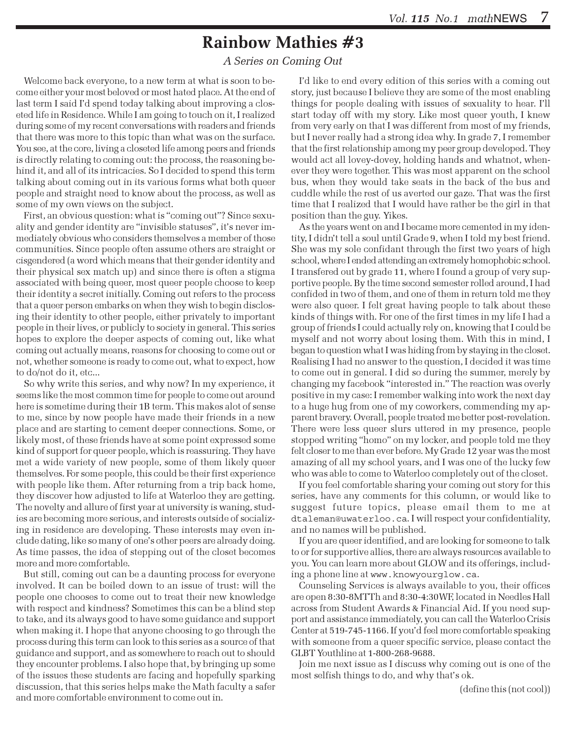# Rainbow Mathies #3

*A Series on Coming Out*

Welcome back everyone, to a new term at what is soon to become either your most beloved or most hated place. At the end of last term I said I'd spend today talking about improving a closeted life in Residence. While I am going to touch on it, I realized during some of my recent conversations with readers and friends that there was more to this topic than what was on the surface. You see, at the core, living a closeted life among peers and friends is directly relating to coming out: the process, the reasoning behind it, and all of its intricacies. So I decided to spend this term talking about coming out in its various forms what both queer people and straight need to know about the process, as well as some of my own views on the subject.

First, an obvious question: what is "coming out"? Since sexuality and gender identity are "invisible statuses", it's never immediately obvious who considers themselves a member of those communities. Since people often assume others are straight or cisgendered (a word which means that their gender identity and their physical sex match up) and since there is often a stigma associated with being queer, most queer people choose to keep their identity a secret initially. Coming out refers to the process that a queer person embarks on when they wish to begin disclosing their identity to other people, either privately to important people in their lives, or publicly to society in general. This series hopes to explore the deeper aspects of coming out, like what coming out actually means, reasons for choosing to come out or not, whether someone is ready to come out, what to expect, how to do/not do it, etc...

So why write this series, and why now? In my experience, it seems like the most common time for people to come out around here is sometime during their 1B term. This makes alot of sense to me, since by now people have made their friends in a new place and are starting to cement deeper connections. Some, or likely most, of these friends have at some point expressed some kind of support for queer people, which is reassuring. They have met a wide variety of new people, some of them likely queer themselves. For some people, this could be their first experience with people like them. After returning from a trip back home, they discover how adjusted to life at Waterloo they are getting. The novelty and allure of first year at university is waning, studies are becoming more serious, and interests outside of socializing in residence are developing. These interests may even include dating, like so many of one's other peers are already doing. As time passes, the idea of stepping out of the closet becomes more and more comfortable.

But still, coming out can be a daunting process for everyone involved. It can be boiled down to an issue of trust: will the people one chooses to come out to treat their new knowledge with respect and kindness? Sometimes this can be a blind step to take, and its always good to have some guidance and support when making it. I hope that anyone choosing to go through the process during this term can look to this series as a source of that guidance and support, and as somewhere to reach out to should they encounter problems. I also hope that, by bringing up some of the issues these students are facing and hopefully sparking discussion, that this series helps make the Math faculty a safer and more comfortable environment to come out in.

I'd like to end every edition of this series with a coming out story, just because I believe they are some of the most enabling things for people dealing with issues of sexuality to hear. I'll start today off with my story. Like most queer youth, I knew from very early on that I was different from most of my friends, but I never really had a strong idea why. In grade 7, I remember that the first relationship among my peer group developed. They would act all lovey-dovey, holding hands and whatnot, whenever they were together. This was most apparent on the school bus, when they would take seats in the back of the bus and cuddle while the rest of us averted our gaze. That was the first time that I realized that I would have rather be the girl in that position than the guy. Yikes.

As the years went on and I became more cemented in my identity, I didn't tell a soul until Grade 9, when I told my best friend. She was my sole confidant through the first two years of high school, where I ended attending an extremely homophobic school. I transfered out by grade 11, where I found a group of very supportive people. By the time second semester rolled around, I had confided in two of them, and one of them in return told me they were also queer. I felt great having people to talk about these kinds of things with. For one of the first times in my life I had a group of friends I could actually rely on, knowing that I could be myself and not worry about losing them. With this in mind, I began to question what I was hiding from by staying in the closet. Realising I had no answer to the question, I decided it was time to come out in general. I did so during the summer, merely by changing my facebook "interested in." The reaction was overly positive in my case: I remember walking into work the next day to a huge hug from one of my coworkers, commending my apparent bravery. Overall, people treated me better post-revelation. There were less queer slurs uttered in my presence, people stopped writing "homo" on my locker, and people told me they felt closer to me than ever before. My Grade 12 year was the most amazing of all my school years, and I was one of the lucky few who was able to come to Waterloo completely out of the closet.

If you feel comfortable sharing your coming out story for this series, have any comments for this column, or would like to suggest future topics, please email them to me at `dtaleman@uwaterloo.ca`. I will respect your confidentiality, and no names will be published.

If you are queer identified, and are looking for someone to talk to or for supportive allies, there are always resources available to you. You can learn more about GLOW and its offerings, including a phone line at `www.knowyourglow.ca`.

Counseling Services is always available to you, their offices are open 8:30-8MTTh and 8:30-4:30WF, located in Needles Hall across from Student Awards & Financial Aid. If you need support and assistance immediately, you can call the Waterloo Crisis Center at 519-745-1166. If you'd feel more comfortable speaking with someone from a queer specific service, please contact the GLBT Youthline at 1-800-268-9688.

Join me next issue as I discuss why coming out is one of the most selfish things to do, and why that's ok.

(define this (not cool))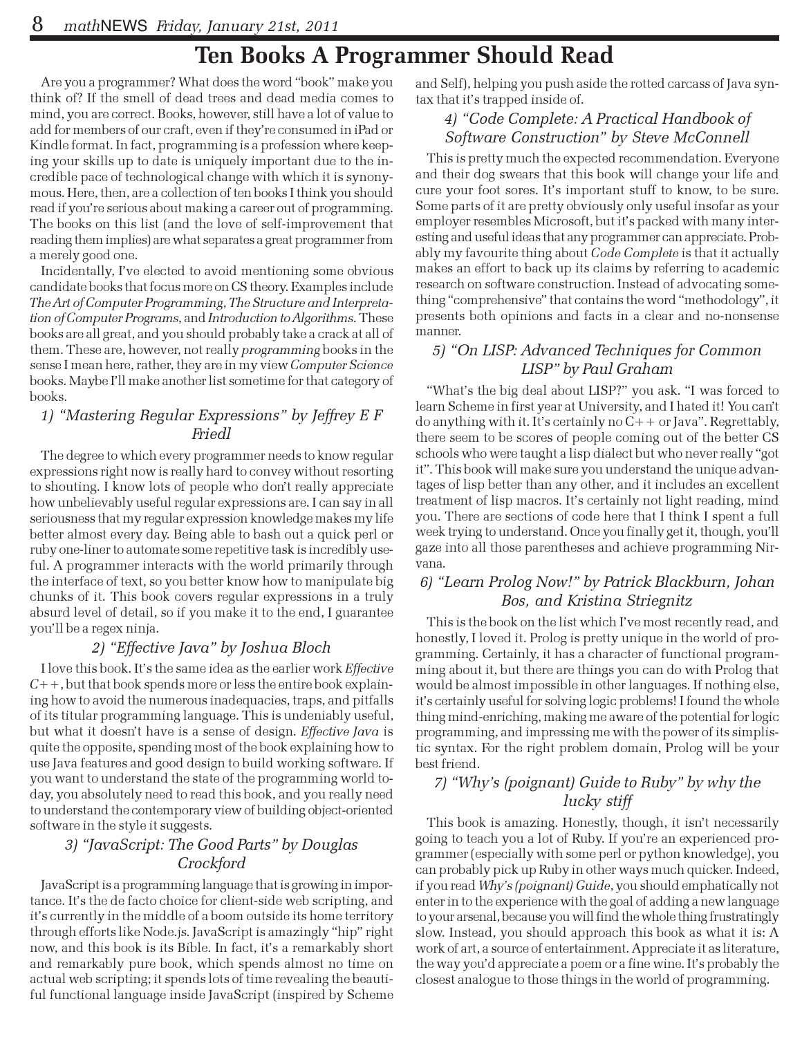# Ten Books A Programmer Should Read

Are you a programmer? What does the word "book" make you think of? If the smell of dead trees and dead media comes to mind, you are correct. Books, however, still have a lot of value to add for members of our craft, even if they're consumed in iPad or Kindle format. In fact, programming is a profession where keeping your skills up to date is uniquely important due to the incredible pace of technological change with which it is synonymous. Here, then, are a collection of ten books I think you should read if you're serious about making a career out of programming. The books on this list (and the love of self-improvement that reading them implies) are what separates a great programmer from a merely good one.

Incidentally, I've elected to avoid mentioning some obvious candidate books that focus more on CS theory. Examples include *The Art of Computer Programming*, *The Structure and Interpretation of Computer Programs*, and *Introduction to Algorithms*. These books are all great, and you should probably take a crack at all of them. These are, however, not really *programming* books in the sense I mean here, rather, they are in my view *Computer Science* books. Maybe I'll make another list sometime for that category of books.

### *1) "Mastering Regular Expressions" by Jeffrey E F Friedl*

The degree to which every programmer needs to know regular expressions right now is really hard to convey without resorting to shouting. I know lots of people who don't really appreciate how unbelievably useful regular expressions are. I can say in all seriousness that my regular expression knowledge makes my life better almost every day. Being able to bash out a quick perl or ruby one-liner to automate some repetitive task is incredibly useful. A programmer interacts with the world primarily through the interface of text, so you better know how to manipulate big chunks of it. This book covers regular expressions in a truly absurd level of detail, so if you make it to the end, I guarantee you'll be a regex ninja.

### *2) "Effective Java" by Joshua Bloch*

I love this book. It's the same idea as the earlier work *Effective C++*, but that book spends more or less the entire book explaining how to avoid the numerous inadequacies, traps, and pitfalls of its titular programming language. This is undeniably useful, but what it doesn't have is a sense of design. *Effective Java* is quite the opposite, spending most of the book explaining how to use Java features and good design to build working software. If you want to understand the state of the programming world today, you absolutely need to read this book, and you really need to understand the contemporary view of building object-oriented software in the style it suggests.

### *3) "JavaScript: The Good Parts" by Douglas Crockford*

JavaScript is a programming language that is growing in importance. It's the de facto choice for client-side web scripting, and it's currently in the middle of a boom outside its home territory through efforts like Node.js. JavaScript is amazingly "hip" right now, and this book is its Bible. In fact, it's a remarkably short and remarkably pure book, which spends almost no time on actual web scripting; it spends lots of time revealing the beautiful functional language inside JavaScript (inspired by Scheme and Self), helping you push aside the rotted carcass of Java syntax that it's trapped inside of.

### *4) "Code Complete: A Practical Handbook of Software Construction" by Steve McConnell*

This is pretty much the expected recommendation. Everyone and their dog swears that this book will change your life and cure your foot sores. It's important stuff to know, to be sure. Some parts of it are pretty obviously only useful insofar as your employer resembles Microsoft, but it's packed with many interesting and useful ideas that any programmer can appreciate. Probably my favourite thing about *Code Complete* is that it actually makes an effort to back up its claims by referring to academic research on software construction. Instead of advocating something "comprehensive" that contains the word "methodology", it presents both opinions and facts in a clear and no-nonsense manner.

### *5) "On LISP: Advanced Techniques for Common LISP" by Paul Graham*

"What's the big deal about LISP?" you ask. "I was forced to learn Scheme in first year at University, and I hated it! You can't do anything with it. It's certainly no C++ or Java". Regrettably, there seem to be scores of people coming out of the better CS schools who were taught a lisp dialect but who never really "got it". This book will make sure you understand the unique advantages of lisp better than any other, and it includes an excellent treatment of lisp macros. It's certainly not light reading, mind you. There are sections of code here that I think I spent a full week trying to understand. Once you finally get it, though, you'll gaze into all those parentheses and achieve programming Nirvana.

### *6) "Learn Prolog Now!" by Patrick Blackburn, Johan Bos, and Kristina Striegnitz*

This is the book on the list which I've most recently read, and honestly, I loved it. Prolog is pretty unique in the world of programming. Certainly, it has a character of functional programming about it, but there are things you can do with Prolog that would be almost impossible in other languages. If nothing else, it's certainly useful for solving logic problems! I found the whole thing mind-enriching, making me aware of the potential for logic programming, and impressing me with the power of its simplistic syntax. For the right problem domain, Prolog will be your best friend.

### *7) "Why's (poignant) Guide to Ruby" by why the lucky stiff*

This book is amazing. Honestly, though, it isn't necessarily going to teach you a lot of Ruby. If you're an experienced programmer (especially with some perl or python knowledge), you can probably pick up Ruby in other ways much quicker. Indeed, if you read *Why's (poignant) Guide*, you should emphatically not enter in to the experience with the goal of adding a new language to your arsenal, because you will find the whole thing frustratingly slow. Instead, you should approach this book as what it is: A work of art, a source of entertainment. Appreciate it as literature, the way you'd appreciate a poem or a fine wine. It's probably the closest analogue to those things in the world of programming.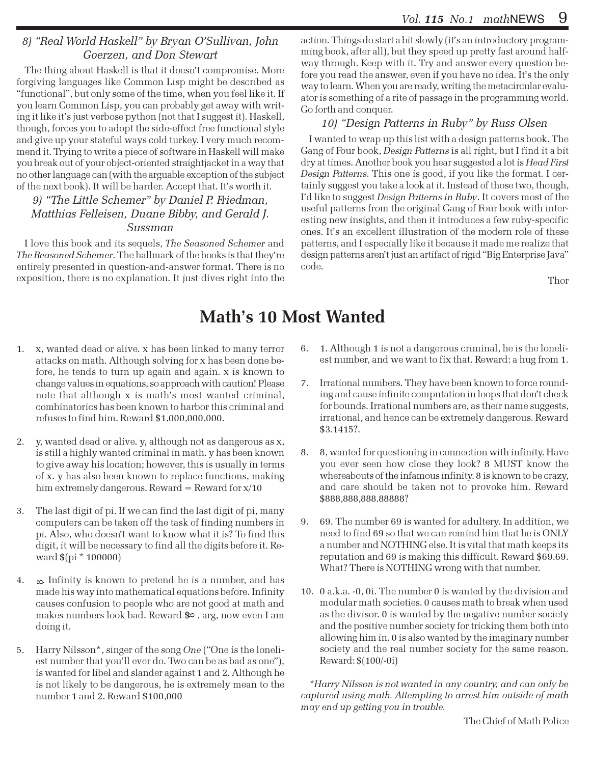### 8) "Real World Haskell" by Bryan O'Sullivan, John Goerzen, and Don Stewart

The thing about Haskell is that it doesn't compromise. More forgiving languages like Common Lisp might be described as "functional", but only some of the time, when you feel like it. If you learn Common Lisp, you can probably get away with writing it like it's just verbose python (not that I suggest it). Haskell, though, forces you to adopt the side-effect free functional style and give up your stateful ways cold turkey. I very much recommend it. Trying to write a piece of software in Haskell will make you break out of your object-oriented straightjacket in a way that no other language can (with the arguable exception of the subject of the next book). It will be harder. Accept that. It's worth it.

### 9) "The Little Schemer" by Daniel P. Friedman, Matthias Felleisen, Duane Bibby, and Gerald J. Sussman

I love this book and its sequels, *The Seasoned Schemer* and *The Reasoned Schemer*. The hallmark of the books is that they're entirely presented in question-and-answer format. There is no exposition, there is no explanation. It just dives right into the action. Things do start a bit slowly (it's an introductory programming book, after all), but they speed up pretty fast around halfway through. Keep with it. Try and answer every question before you read the answer, even if you have no idea. It's the only way to learn. When you are ready, writing the metacircular evaluator is something of a rite of passage in the programming world. Go forth and conquer.

### 10) "Design Patterns in Ruby" by Russ Olsen

I wanted to wrap up this list with a design patterns book. The Gang of Four book, *Design Patterns* is all right, but I find it a bit dry at times. Another book you hear suggested a lot is *Head First Design Patterns*. This one is good, if you like the format. I certainly suggest you take a look at it. Instead of those two, though, I'd like to suggest *Design Patterns in Ruby*. It covers most of the useful patterns from the original Gang of Four book with interesting new insights, and then it introduces a few ruby-specific ones. It's an excellent illustration of the modern role of these patterns, and I especially like it because it made me realize that design patterns aren't just an artifact of rigid "Big Enterprise Java" code.

Thor

# Math's 10 Most Wanted

1. x, wanted dead or alive. x has been linked to many terror attacks on math. Although solving for x has been done before, he tends to turn up again and again. x is known to change values in equations, so approach with caution! Please note that although x is math's most wanted criminal, combinatorics has been known to harbor this criminal and refuses to find him. Reward $1,000,000,000.

2. y, wanted dead or alive. y, although not as dangerous as x, is still a highly wanted criminal in math. y has been known to give away his location; however, this is usually in terms of x. y has also been known to replace functions, making him extremely dangerous. Reward = Reward for x/10

3. The last digit of pi. If we can find the last digit of pi, many computers can be taken off the task of finding numbers in pi. Also, who doesn't want to know what it is? To find this digit, it will be necessary to find all the digits before it. Reward $(pi * 100000)

4. ∞. Infinity is known to pretend he is a number, and has made his way into mathematical equations before. Infinity causes confusion to people who are not good at math and makes numbers look bad. Reward $∞ , arg, now even I am doing it.

5. Harry Nilsson*, singer of the song *One* ("One is the loneliest number that you'll ever do. Two can be as bad as one"), is wanted for libel and slander against 1 and 2. Although he is not likely to be dangerous, he is extremely mean to the number 1 and 2. Reward $100,000

6. 1. Although 1 is not a dangerous criminal, he is the loneliest number, and we want to fix that. Reward: a hug from 1.

7. Irrational numbers. They have been known to force rounding and cause infinite computation in loops that don't check for bounds. Irrational numbers are, as their name suggests, irrational, and hence can be extremely dangerous. Reward $3.1415?.

8. 8, wanted for questioning in connection with infinity. Have you ever seen how close they look? 8 MUST know the whereabouts of the infamous infinity. 8 is known to be crazy, and care should be taken not to provoke him. Reward $888,888,888.88888?

9. 69. The number 69 is wanted for adultery. In addition, we need to find 69 so that we can remind him that he is ONLY a number and NOTHING else. It is vital that math keeps its reputation and 69 is making this difficult. Reward $69.69. What? There is NOTHING wrong with that number.

10. 0 a.k.a. -0, 0i. The number 0 is wanted by the division and modular math societies. 0 causes math to break when used as the divisor. 0 is wanted by the negative number society and the positive number society for tricking them both into allowing him in. 0 is also wanted by the imaginary number society and the real number society for the same reason. Reward: $(100/-0i)

*Harry Nilsson is not wanted in any country, and can only be captured using math. Attempting to arrest him outside of math may end up getting you in trouble.*

The Chief of Math Police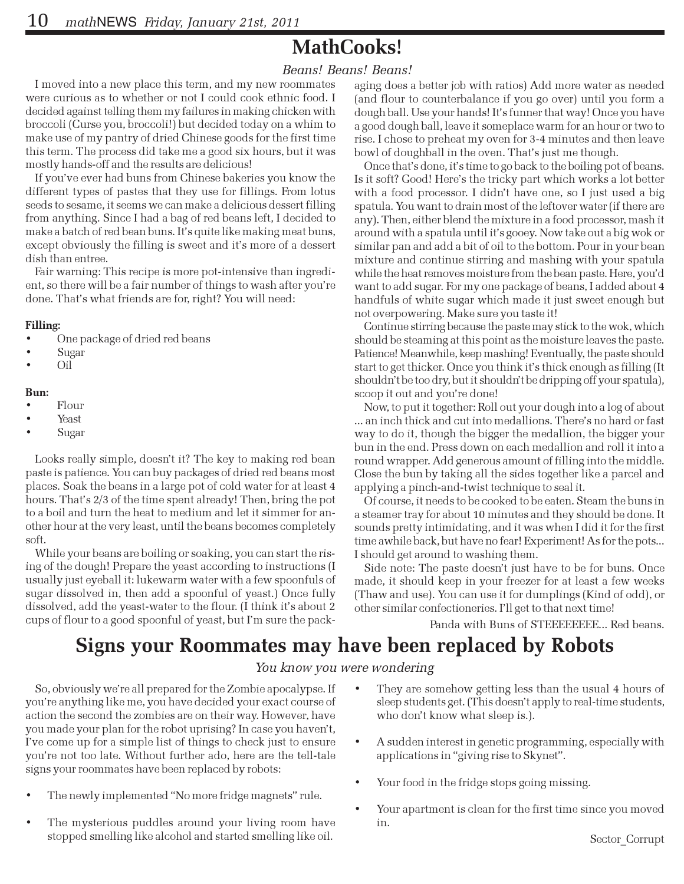## MathCooks!

*Beans! Beans! Beans!*

I moved into a new place this term, and my new roommates were curious as to whether or not I could cook ethnic food. I decided against telling them my failures in making chicken with broccoli (Curse you, broccoli!) but decided today on a whim to make use of my pantry of dried Chinese goods for the first time this term. The process did take me a good six hours, but it was mostly hands-off and the results are delicious!

If you've ever had buns from Chinese bakeries you know the different types of pastes that they use for fillings. From lotus seeds to sesame, it seems we can make a delicious dessert filling from anything. Since I had a bag of red beans left, I decided to make a batch of red bean buns. It's quite like making meat buns, except obviously the filling is sweet and it's more of a dessert dish than entree.

Fair warning: This recipe is more pot-intensive than ingredient, so there will be a fair number of things to wash after you're done. That's what friends are for, right? You will need:

**Filling:**

- One package of dried red beans
- Sugar
- Oil

**Bun:**

- Flour
- Yeast
- Sugar

Looks really simple, doesn't it? The key to making red bean paste is patience. You can buy packages of dried red beans most places. Soak the beans in a large pot of cold water for at least 4 hours. That's 2/3 of the time spent already! Then, bring the pot to a boil and turn the heat to medium and let it simmer for another hour at the very least, until the beans becomes completely soft.

While your beans are boiling or soaking, you can start the rising of the dough! Prepare the yeast according to instructions (I usually just eyeball it: lukewarm water with a few spoonfuls of sugar dissolved in, then add a spoonful of yeast.) Once fully dissolved, add the yeast-water to the flour. (I think it's about 2 cups of flour to a good spoonful of yeast, but I'm sure the packaging does a better job with ratios) Add more water as needed (and flour to counterbalance if you go over) until you form a dough ball. Use your hands! It's funner that way! Once you have a good dough ball, leave it someplace warm for an hour or two to rise. I chose to preheat my oven for 3-4 minutes and then leave bowl of doughball in the oven. That's just me though.

Once that's done, it's time to go back to the boiling pot of beans. Is it soft? Good! Here's the tricky part which works a lot better with a food processor. I didn't have one, so I just used a big spatula. You want to drain most of the leftover water (if there are any). Then, either blend the mixture in a food processor, mash it around with a spatula until it's gooey. Now take out a big wok or similar pan and add a bit of oil to the bottom. Pour in your bean mixture and continue stirring and mashing with your spatula while the heat removes moisture from the bean paste. Here, you'd want to add sugar. For my one package of beans, I added about 4 handfuls of white sugar which made it just sweet enough but not overpowering. Make sure you taste it!

Continue stirring because the paste may stick to the wok, which should be steaming at this point as the moisture leaves the paste. Patience! Meanwhile, keep mashing! Eventually, the paste should start to get thicker. Once you think it's thick enough as filling (It shouldn't be too dry, but it shouldn't be dripping off your spatula), scoop it out and you're done!

Now, to put it together: Roll out your dough into a log of about ... an inch thick and cut into medallions. There's no hard or fast way to do it, though the bigger the medallion, the bigger your bun in the end. Press down on each medallion and roll it into a round wrapper. Add generous amount of filling into the middle. Close the bun by taking all the sides together like a parcel and applying a pinch-and-twist technique to seal it.

Of course, it needs to be cooked to be eaten. Steam the buns in a steamer tray for about 10 minutes and they should be done. It sounds pretty intimidating, and it was when I did it for the first time awhile back, but have no fear! Experiment! As for the pots... I should get around to washing them.

Side note: The paste doesn't just have to be for buns. Once made, it should keep in your freezer for at least a few weeks (Thaw and use). You can use it for dumplings (Kind of odd), or other similar confectioneries. I'll get to that next time!

Panda with Buns of STEEEEEEEE... Red beans.

## Signs your Roommates may have been replaced by Robots

*You know you were wondering*

So, obviously we're all prepared for the Zombie apocalypse. If you're anything like me, you have decided your exact course of action the second the zombies are on their way. However, have you made your plan for the robot uprising? In case you haven't, I've come up for a simple list of things to check just to ensure you're not too late. Without further ado, here are the tell-tale signs your roommates have been replaced by robots:

- The newly implemented "No more fridge magnets" rule.
- The mysterious puddles around your living room have stopped smelling like alcohol and started smelling like oil.
- They are somehow getting less than the usual 4 hours of sleep students get. (This doesn't apply to real-time students, who don't know what sleep is.).
- A sudden interest in genetic programming, especially with applications in "giving rise to Skynet".
- Your food in the fridge stops going missing.
- Your apartment is clean for the first time since you moved in.

Sector_Corrupt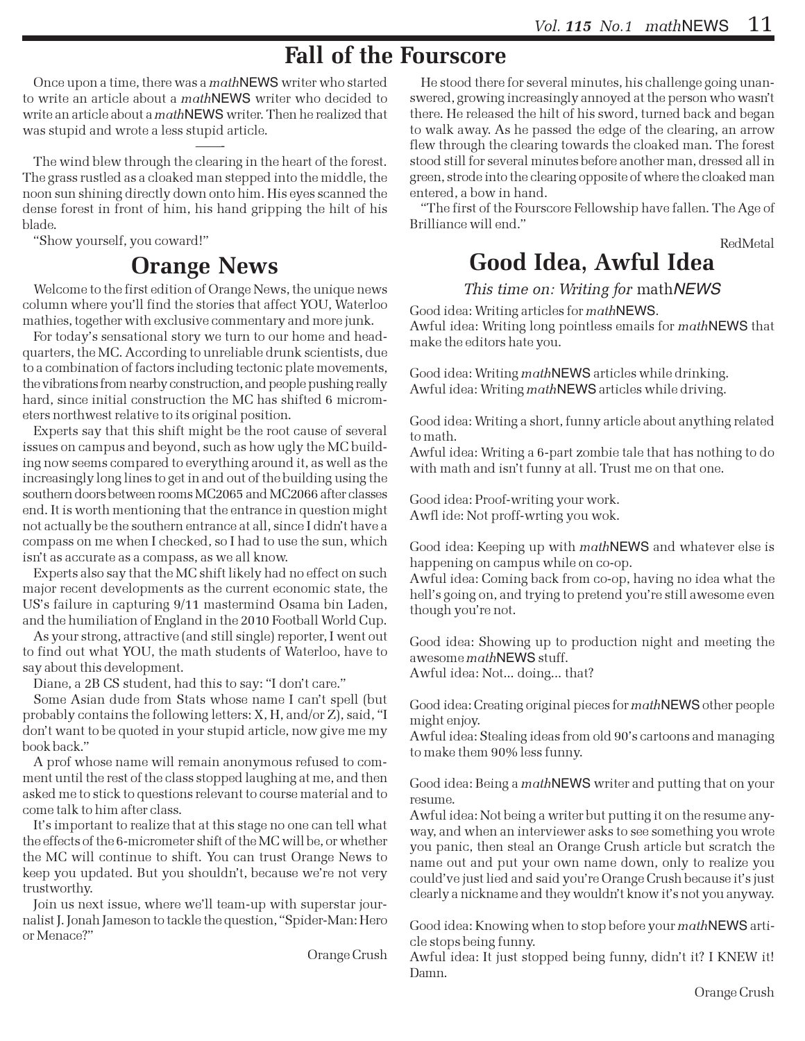## Fall of the Fourscore

Once upon a time, there was a *math*NEWS writer who started to write an article about a *math*NEWS writer who decided to write an article about a *math*NEWS writer. Then he realized that was stupid and wrote a less stupid article.

——

The wind blew through the clearing in the heart of the forest. The grass rustled as a cloaked man stepped into the middle, the noon sun shining directly down onto him. His eyes scanned the dense forest in front of him, his hand gripping the hilt of his blade.

"Show yourself, you coward!"

He stood there for several minutes, his challenge going unanswered, growing increasingly annoyed at the person who wasn't there. He released the hilt of his sword, turned back and began to walk away. As he passed the edge of the clearing, an arrow flew through the clearing towards the cloaked man. The forest stood still for several minutes before another man, dressed all in green, strode into the clearing opposite of where the cloaked man entered, a bow in hand.

"The first of the Fourscore Fellowship have fallen. The Age of Brilliance will end."

RedMetal

## Orange News

Welcome to the first edition of Orange News, the unique news column where you'll find the stories that affect YOU, Waterloo mathies, together with exclusive commentary and more junk.

For today's sensational story we turn to our home and headquarters, the MC. According to unreliable drunk scientists, due to a combination of factors including tectonic plate movements, the vibrations from nearby construction, and people pushing really hard, since initial construction the MC has shifted 6 micrometers northwest relative to its original position.

Experts say that this shift might be the root cause of several issues on campus and beyond, such as how ugly the MC building now seems compared to everything around it, as well as the increasingly long lines to get in and out of the building using the southern doors between rooms MC2065 and MC2066 after classes end. It is worth mentioning that the entrance in question might not actually be the southern entrance at all, since I didn't have a compass on me when I checked, so I had to use the sun, which isn't as accurate as a compass, as we all know.

Experts also say that the MC shift likely had no effect on such major recent developments as the current economic state, the US's failure in capturing 9/11 mastermind Osama bin Laden, and the humiliation of England in the 2010 Football World Cup.

As your strong, attractive (and still single) reporter, I went out to find out what YOU, the math students of Waterloo, have to say about this development.

Diane, a 2B CS student, had this to say: "I don't care."

Some Asian dude from Stats whose name I can't spell (but probably contains the following letters: X, H, and/or Z), said, "I don't want to be quoted in your stupid article, now give me my book back."

A prof whose name will remain anonymous refused to comment until the rest of the class stopped laughing at me, and then asked me to stick to questions relevant to course material and to come talk to him after class.

It's important to realize that at this stage no one can tell what the effects of the 6-micrometer shift of the MC will be, or whether the MC will continue to shift. You can trust Orange News to keep you updated. But you shouldn't, because we're not very trustworthy.

Join us next issue, where we'll team-up with superstar journalist J. Jonah Jameson to tackle the question, "Spider-Man: Hero or Menace?"

Orange Crush

## Good Idea, Awful Idea

*This time on: Writing for math*NEWS

Good idea: Writing articles for *math*NEWS.
Awful idea: Writing long pointless emails for *math*NEWS that make the editors hate you.

Good idea: Writing *math*NEWS articles while drinking.
Awful idea: Writing *math*NEWS articles while driving.

Good idea: Writing a short, funny article about anything related to math.
Awful idea: Writing a 6-part zombie tale that has nothing to do with math and isn't funny at all. Trust me on that one.

Good idea: Proof-writing your work.
Awfl ide: Not proff-wrting you wok.

Good idea: Keeping up with *math*NEWS and whatever else is happening on campus while on co-op.
Awful idea: Coming back from co-op, having no idea what the hell's going on, and trying to pretend you're still awesome even though you're not.

Good idea: Showing up to production night and meeting the awesome *math*NEWS stuff.
Awful idea: Not... doing... that?

Good idea: Creating original pieces for *math*NEWS other people might enjoy.
Awful idea: Stealing ideas from old 90's cartoons and managing to make them 90% less funny.

Good idea: Being a *math*NEWS writer and putting that on your resume.
Awful idea: Not being a writer but putting it on the resume anyway, and when an interviewer asks to see something you wrote you panic, then steal an Orange Crush article but scratch the name out and put your own name down, only to realize you could've just lied and said you're Orange Crush because it's just clearly a nickname and they wouldn't know it's not you anyway.

Good idea: Knowing when to stop before your *math*NEWS article stops being funny.
Awful idea: It just stopped being funny, didn't it? I KNEW it! Damn.

Orange Crush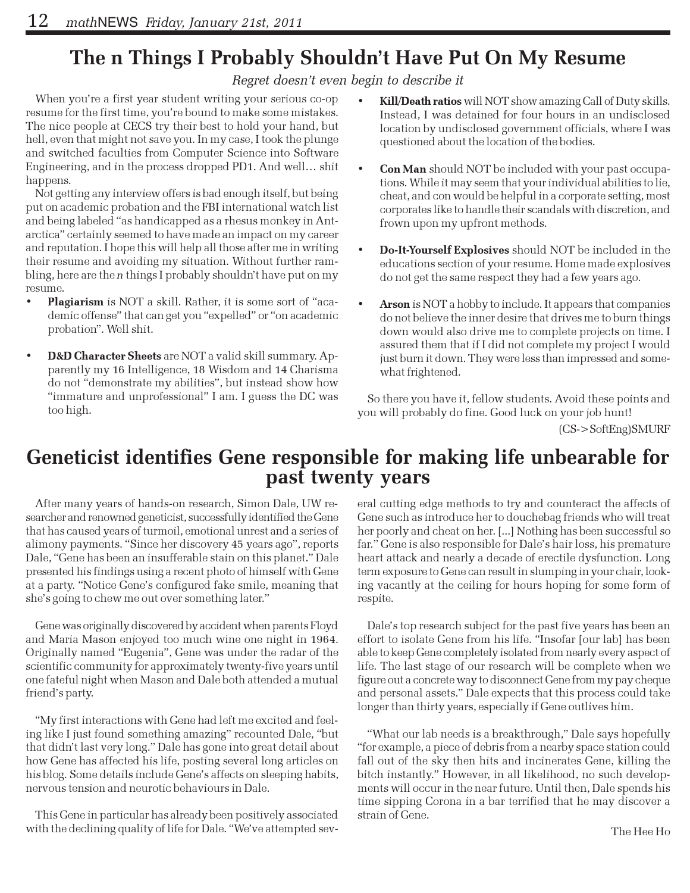# The n Things I Probably Shouldn't Have Put On My Resume

*Regret doesn't even begin to describe it*

When you're a first year student writing your serious co-op resume for the first time, you're bound to make some mistakes. The nice people at CECS try their best to hold your hand, but hell, even that might not save you. In my case, I took the plunge and switched faculties from Computer Science into Software Engineering, and in the process dropped PD1. And well… shit happens.

Not getting any interview offers is bad enough itself, but being put on academic probation and the FBI international watch list and being labeled "as handicapped as a rhesus monkey in Antarctica" certainly seemed to have made an impact on my career and reputation. I hope this will help all those after me in writing their resume and avoiding my situation. Without further rambling, here are the *n* things I probably shouldn't have put on my resume.

- **Plagiarism** is NOT a skill. Rather, it is some sort of "academic offense" that can get you "expelled" or "on academic probation". Well shit.
- **D&D Character Sheets** are NOT a valid skill summary. Apparently my 16 Intelligence, 18 Wisdom and 14 Charisma do not "demonstrate my abilities", but instead show how "immature and unprofessional" I am. I guess the DC was too high.
- **Kill/Death ratios** will NOT show amazing Call of Duty skills. Instead, I was detained for four hours in an undisclosed location by undisclosed government officials, where I was questioned about the location of the bodies.
- **Con Man** should NOT be included with your past occupations. While it may seem that your individual abilities to lie, cheat, and con would be helpful in a corporate setting, most corporates like to handle their scandals with discretion, and frown upon my upfront methods.
- **Do-It-Yourself Explosives** should NOT be included in the educations section of your resume. Home made explosives do not get the same respect they had a few years ago.
- **Arson** is NOT a hobby to include. It appears that companies do not believe the inner desire that drives me to burn things down would also drive me to complete projects on time. I assured them that if I did not complete my project I would just burn it down. They were less than impressed and somewhat frightened.

So there you have it, fellow students. Avoid these points and you will probably do fine. Good luck on your job hunt!

(CS->SoftEng)SMURF

# Geneticist identifies Gene responsible for making life unbearable for past twenty years

After many years of hands-on research, Simon Dale, UW researcher and renowned geneticist, successfully identified the Gene that has caused years of turmoil, emotional unrest and a series of alimony payments. "Since her discovery 45 years ago", reports Dale, "Gene has been an insufferable stain on this planet." Dale presented his findings using a recent photo of himself with Gene at a party. "Notice Gene's configured fake smile, meaning that she's going to chew me out over something later."

Gene was originally discovered by accident when parents Floyd and Maria Mason enjoyed too much wine one night in 1964. Originally named "Eugenia", Gene was under the radar of the scientific community for approximately twenty-five years until one fateful night when Mason and Dale both attended a mutual friend's party.

"My first interactions with Gene had left me excited and feeling like I just found something amazing" recounted Dale, "but that didn't last very long." Dale has gone into great detail about how Gene has affected his life, posting several long articles on his blog. Some details include Gene's affects on sleeping habits, nervous tension and neurotic behaviours in Dale.

This Gene in particular has already been positively associated with the declining quality of life for Dale. "We've attempted several cutting edge methods to try and counteract the affects of Gene such as introduce her to douchebag friends who will treat her poorly and cheat on her. [...] Nothing has been successful so far." Gene is also responsible for Dale's hair loss, his premature heart attack and nearly a decade of erectile dysfunction. Long term exposure to Gene can result in slumping in your chair, looking vacantly at the ceiling for hours hoping for some form of respite.

Dale's top research subject for the past five years has been an effort to isolate Gene from his life. "Insofar [our lab] has been able to keep Gene completely isolated from nearly every aspect of life. The last stage of our research will be complete when we figure out a concrete way to disconnect Gene from my pay cheque and personal assets." Dale expects that this process could take longer than thirty years, especially if Gene outlives him.

"What our lab needs is a breakthrough," Dale says hopefully "for example, a piece of debris from a nearby space station could fall out of the sky then hits and incinerates Gene, killing the bitch instantly." However, in all likelihood, no such developments will occur in the near future. Until then, Dale spends his time sipping Corona in a bar terrified that he may discover a strain of Gene.

The Hee Ho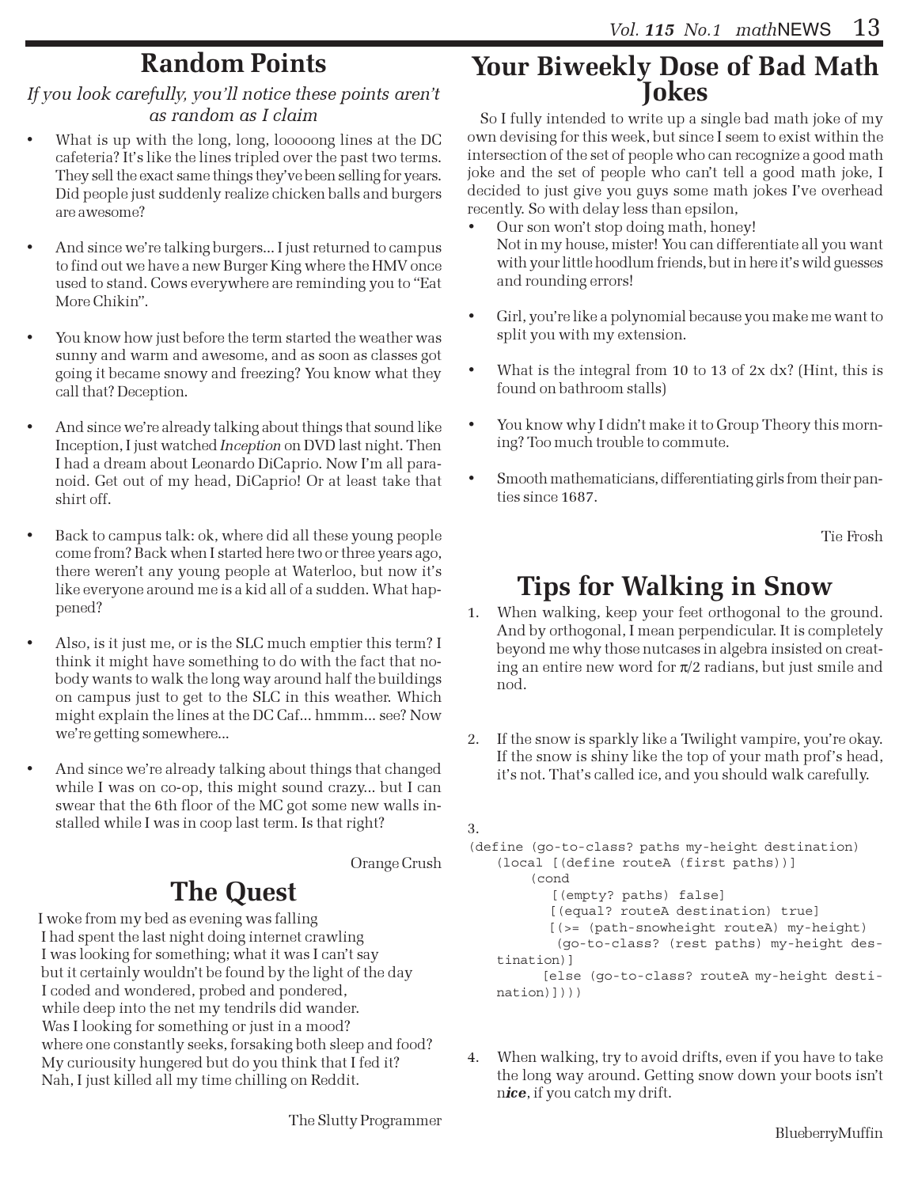## Random Points

*If you look carefully, you'll notice these points aren't as random as I claim*

- What is up with the long, long, looooong lines at the DC cafeteria? It's like the lines tripled over the past two terms. They sell the exact same things they've been selling for years. Did people just suddenly realize chicken balls and burgers are awesome?
- And since we're talking burgers... I just returned to campus to find out we have a new Burger King where the HMV once used to stand. Cows everywhere are reminding you to "Eat More Chikin".
- You know how just before the term started the weather was sunny and warm and awesome, and as soon as classes got going it became snowy and freezing? You know what they call that? Deception.
- And since we're already talking about things that sound like Inception, I just watched *Inception* on DVD last night. Then I had a dream about Leonardo DiCaprio. Now I'm all paranoid. Get out of my head, DiCaprio! Or at least take that shirt off.
- Back to campus talk: ok, where did all these young people come from? Back when I started here two or three years ago, there weren't any young people at Waterloo, but now it's like everyone around me is a kid all of a sudden. What happened?
- Also, is it just me, or is the SLC much emptier this term? I think it might have something to do with the fact that nobody wants to walk the long way around half the buildings on campus just to get to the SLC in this weather. Which might explain the lines at the DC Caf... hmmm... see? Now we're getting somewhere...
- And since we're already talking about things that changed while I was on co-op, this might sound crazy... but I can swear that the 6th floor of the MC got some new walls installed while I was in coop last term. Is that right?

Orange Crush

## The Quest

I woke from my bed as evening was falling
I had spent the last night doing internet crawling
I was looking for something; what it was I can't say
but it certainly wouldn't be found by the light of the day
I coded and wondered, probed and pondered,
while deep into the net my tendrils did wander.
Was I looking for something or just in a mood?
where one constantly seeks, forsaking both sleep and food?
My curiousity hungered but do you think that I fed it?
Nah, I just killed all my time chilling on Reddit.

The Slutty Programmer

## Your Biweekly Dose of Bad Math Jokes

So I fully intended to write up a single bad math joke of my own devising for this week, but since I seem to exist within the intersection of the set of people who can recognize a good math joke and the set of people who can't tell a good math joke, I decided to just give you guys some math jokes I've overhead recently. So with delay less than epsilon,

- Our son won't stop doing math, honey!
  Not in my house, mister! You can differentiate all you want with your little hoodlum friends, but in here it's wild guesses and rounding errors!
- Girl, you're like a polynomial because you make me want to split you with my extension.
- What is the integral from 10 to 13 of 2x dx? (Hint, this is found on bathroom stalls)
- You know why I didn't make it to Group Theory this morning? Too much trouble to commute.
- Smooth mathematicians, differentiating girls from their panties since 1687.

Tie Frosh

## Tips for Walking in Snow

1. When walking, keep your feet orthogonal to the ground. And by orthogonal, I mean perpendicular. It is completely beyond me why those nutcases in algebra insisted on creating an entire new word for $\pi/2$ radians, but just smile and nod.
2. If the snow is sparkly like a Twilight vampire, you're okay. If the snow is shiny like the top of your math prof's head, it's not. That's called ice, and you should walk carefully.
3.

```
(define (go-to-class? paths my-height destination)
    (local [(define routeA (first paths))]
        (cond
          [(empty? paths) false]
          [(equal? routeA destination) true]
          [(>= (path-snowheight routeA) my-height)
           (go-to-class? (rest paths) my-height destination)]
          [else (go-to-class? routeA my-height destination)])))
```

4. When walking, try to avoid drifts, even if you have to take the long way around. Getting snow down your boots isn't n***ice***, if you catch my drift.

BlueberryMuffin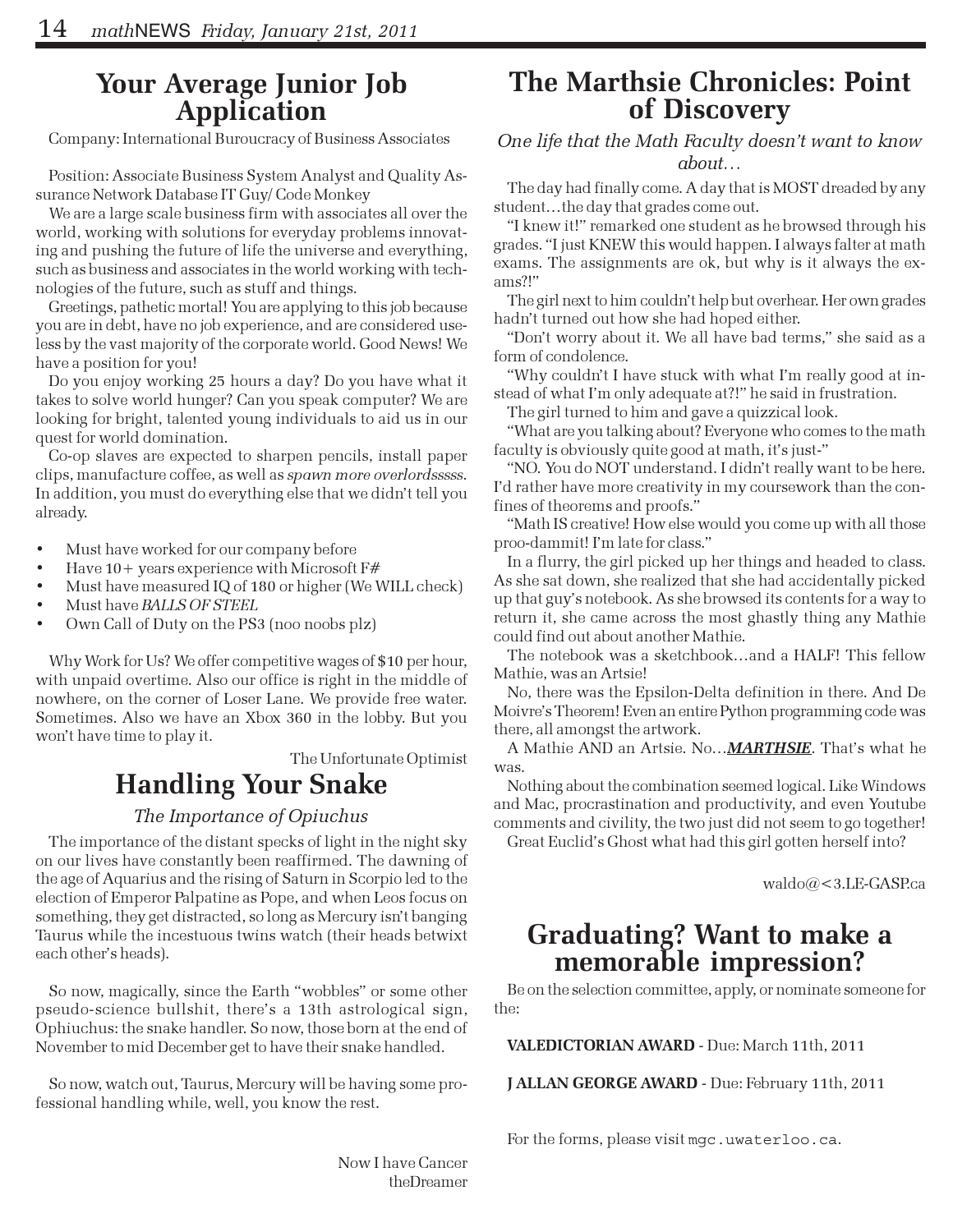## Your Average Junior Job Application

Company: International Burocracy of Business Associates

Position: Associate Business System Analyst and Quality Assurance Network Database IT Guy/ Code Monkey

We are a large scale business firm with associates all over the world, working with solutions for everyday problems innovating and pushing the future of life the universe and everything, such as business and associates in the world working with technologies of the future, such as stuff and things.

Greetings, pathetic mortal! You are applying to this job because you are in debt, have no job experience, and are considered useless by the vast majority of the corporate world. Good News! We have a position for you!

Do you enjoy working 25 hours a day? Do you have what it takes to solve world hunger? Can you speak computer? We are looking for bright, talented young individuals to aid us in our quest for world domination.

Co-op slaves are expected to sharpen pencils, install paper clips, manufacture coffee, as well as *spawn more overlordsssss*. In addition, you must do everything else that we didn't tell you already.

- Must have worked for our company before
- Have 10+ years experience with Microsoft F#
- Must have measured IQ of 180 or higher (We WILL check)
- Must have *BALLS OF STEEL*
- Own Call of Duty on the PS3 (noo noobs plz)

Why Work for Us? We offer competitive wages of $10 per hour, with unpaid overtime. Also our office is right in the middle of nowhere, on the corner of Loser Lane. We provide free water. Sometimes. Also we have an Xbox 360 in the lobby. But you won't have time to play it.

The Unfortunate Optimist

## Handling Your Snake

### *The Importance of Opiuchus*

The importance of the distant specks of light in the night sky on our lives have constantly been reaffirmed. The dawning of the age of Aquarius and the rising of Saturn in Scorpio led to the election of Emperor Palpatine as Pope, and when Leos focus on something, they get distracted, so long as Mercury isn't banging Taurus while the incestuous twins watch (their heads betwixt each other's heads).

So now, magically, since the Earth "wobbles" or some other pseudo-science bullshit, there's a 13th astrological sign, Ophiuchus: the snake handler. So now, those born at the end of November to mid December get to have their snake handled.

So now, watch out, Taurus, Mercury will be having some professional handling while, well, you know the rest.

Now I have Cancer
theDreamer

## The Marthsie Chronicles: Point of Discovery

*One life that the Math Faculty doesn't want to know about…*

The day had finally come. A day that is MOST dreaded by any student…the day that grades come out.

"I knew it!" remarked one student as he browsed through his grades. "I just KNEW this would happen. I always falter at math exams. The assignments are ok, but why is it always the exams?!"

The girl next to him couldn't help but overhear. Her own grades hadn't turned out how she had hoped either.

"Don't worry about it. We all have bad terms," she said as a form of condolence.

"Why couldn't I have stuck with what I'm really good at instead of what I'm only adequate at?!" he said in frustration.

The girl turned to him and gave a quizzical look.

"What are you talking about? Everyone who comes to the math faculty is obviously quite good at math, it's just-"

"NO. You do NOT understand. I didn't really want to be here. I'd rather have more creativity in my coursework than the confines of theorems and proofs."

"Math IS creative! How else would you come up with all those proo-dammit! I'm late for class."

In a flurry, the girl picked up her things and headed to class. As she sat down, she realized that she had accidentally picked up that guy's notebook. As she browsed its contents for a way to return it, she came across the most ghastly thing any Mathie could find out about another Mathie.

The notebook was a sketchbook…and a HALF! This fellow Mathie, was an Artsie!

No, there was the Epsilon-Delta definition in there. And De Moivre's Theorem! Even an entire Python programming code was there, all amongst the artwork.

A Mathie AND an Artsie. No…***MARTHSIE***. That's what he was.

Nothing about the combination seemed logical. Like Windows and Mac, procrastination and productivity, and even Youtube comments and civility, the two just did not seem to go together!

Great Euclid's Ghost what had this girl gotten herself into?

waldo@<3.LE-GASP.ca

## Graduating? Want to make a memorable impression?

Be on the selection committee, apply, or nominate someone for the:

**VALEDICTORIAN AWARD** - Due: March 11th, 2011

**J ALLAN GEORGE AWARD** - Due: February 11th, 2011

For the forms, please visit `mgc.uwaterloo.ca`.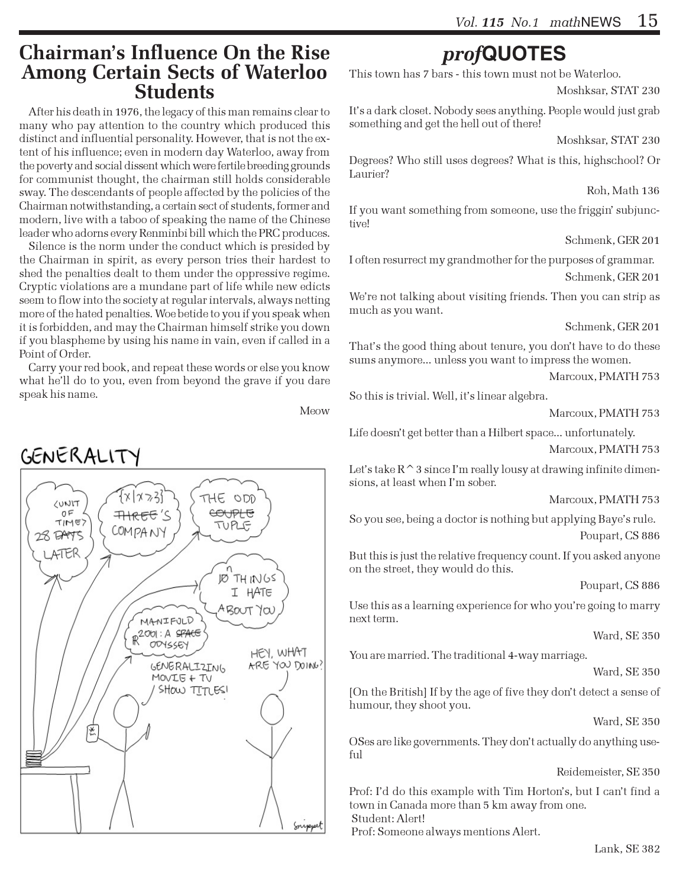## Chairman's Influence On the Rise Among Certain Sects of Waterloo Students

After his death in 1976, the legacy of this man remains clear to many who pay attention to the country which produced this distinct and influential personality. However, that is not the extent of his influence; even in modern day Waterloo, away from the poverty and social dissent which were fertile breeding grounds for communist thought, the chairman still holds considerable sway. The descendants of people affected by the policies of the Chairman notwithstanding, a certain sect of students, former and modern, live with a taboo of speaking the name of the Chinese leader who adorns every Renminbi bill which the PRC produces.

Silence is the norm under the conduct which is presided by the Chairman in spirit, as every person tries their hardest to shed the penalties dealt to them under the oppressive regime. Cryptic violations are a mundane part of life while new edicts seem to flow into the society at regular intervals, always netting more of the hated penalties. Woe betide to you if you speak when it is forbidden, and may the Chairman himself strike you down if you blaspheme by using his name in vain, even if called in a Point of Order.

Carry your red book, and repeat these words or else you know what he'll do to you, even from beyond the grave if you dare speak his name.

Meow

## GENERALITY

## *prof*QUOTES

This town has 7 bars - this town must not be Waterloo.

Moshksar, STAT 230

It's a dark closet. Nobody sees anything. People would just grab something and get the hell out of there!

Moshksar, STAT 230

Degrees? Who still uses degrees? What is this, highschool? Or Laurier?

Roh, Math 136

If you want something from someone, use the friggin' subjunctive!

Schmenk, GER 201

I often resurrect my grandmother for the purposes of grammar.

Schmenk, GER 201

We're not talking about visiting friends. Then you can strip as much as you want.

Schmenk, GER 201

That's the good thing about tenure, you don't have to do these sums anymore... unless you want to impress the women.

Marcoux, PMATH 753

So this is trivial. Well, it's linear algebra.

Marcoux, PMATH 753

Life doesn't get better than a Hilbert space... unfortunately.

Marcoux, PMATH 753

Let's take R^3 since I'm really lousy at drawing infinite dimensions, at least when I'm sober.

Marcoux, PMATH 753

So you see, being a doctor is nothing but applying Baye's rule.

Poupart, CS 886

But this is just the relative frequency count. If you asked anyone on the street, they would do this.

Poupart, CS 886

Use this as a learning experience for who you're going to marry next term.

Ward, SE 350

You are married. The traditional 4-way marriage.

Ward, SE 350

[On the British] If by the age of five they don't detect a sense of humour, they shoot you.

Ward, SE 350

OSes are like governments. They don't actually do anything useful

Reidemeister, SE 350

Prof: I'd do this example with Tim Horton's, but I can't find a town in Canada more than 5 km away from one.
Student: Alert!
Prof: Someone always mentions Alert.

Lank, SE 382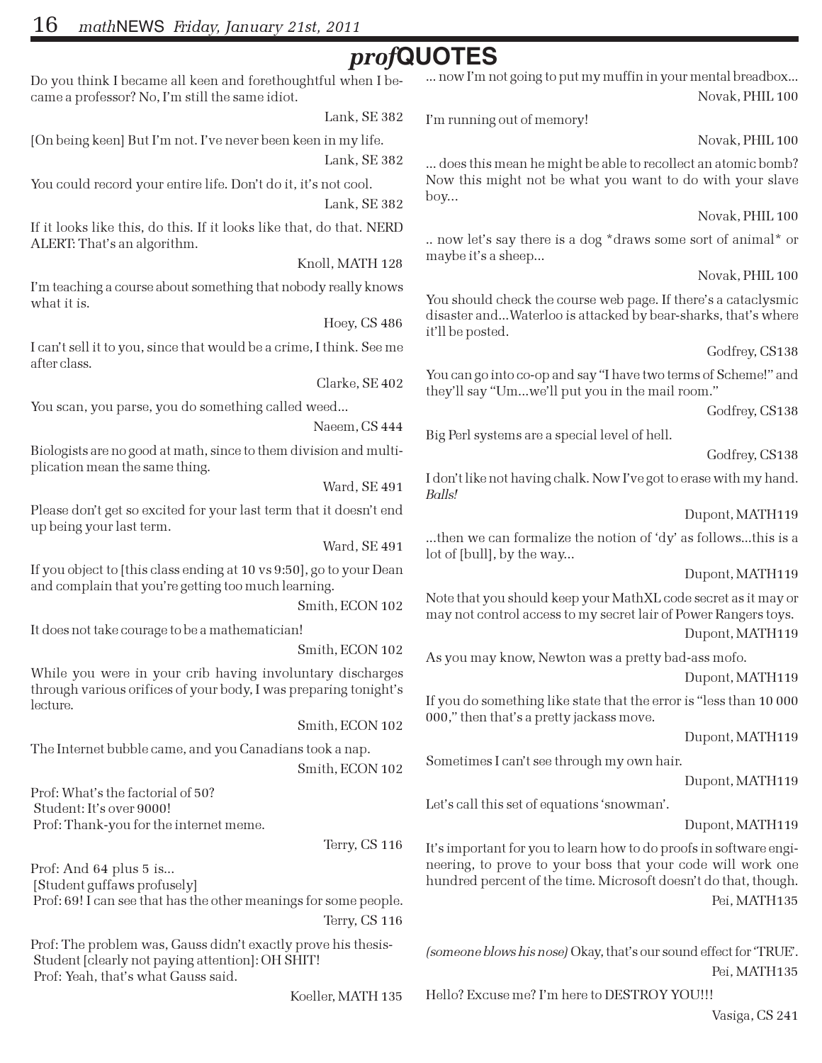# *prof*QUOTES

Do you think I became all keen and forethoughtful when I became a professor? No, I'm still the same idiot.

Lank, SE 382

[On being keen] But I'm not. I've never been keen in my life.

Lank, SE 382

You could record your entire life. Don't do it, it's not cool.

Lank, SE 382

If it looks like this, do this. If it looks like that, do that. NERD ALERT: That's an algorithm.

Knoll, MATH 128

I'm teaching a course about something that nobody really knows what it is.

Hoey, CS 486

I can't sell it to you, since that would be a crime, I think. See me after class.

Clarke, SE 402

You scan, you parse, you do something called weed...

Naeem, CS 444

Biologists are no good at math, since to them division and multiplication mean the same thing.

Ward, SE 491

Please don't get so excited for your last term that it doesn't end up being your last term.

Ward, SE 491

If you object to [this class ending at 10 vs 9:50], go to your Dean and complain that you're getting too much learning.

Smith, ECON 102

It does not take courage to be a mathematician!

Smith, ECON 102

While you were in your crib having involuntary discharges through various orifices of your body, I was preparing tonight's lecture.

Smith, ECON 102

The Internet bubble came, and you Canadians took a nap.

Smith, ECON 102

Prof: What's the factorial of 50?
Student: It's over 9000!
Prof: Thank-you for the internet meme.

Terry, CS 116

Prof: And 64 plus 5 is...
[Student guffaws profusely]
Prof: 69! I can see that has the other meanings for some people.

Terry, CS 116

Prof: The problem was, Gauss didn't exactly prove his thesis-
Student [clearly not paying attention]: OH SHIT!
Prof: Yeah, that's what Gauss said.

Koeller, MATH 135

... now I'm not going to put my muffin in your mental breadbox...

Novak, PHIL 100

I'm running out of memory!

Novak, PHIL 100

... does this mean he might be able to recollect an atomic bomb? Now this might not be what you want to do with your slave boy...

Novak, PHIL 100

.. now let's say there is a dog *draws some sort of animal* or maybe it's a sheep...

Novak, PHIL 100

You should check the course web page. If there's a cataclysmic disaster and...Waterloo is attacked by bear-sharks, that's where it'll be posted.

Godfrey, CS138

You can go into co-op and say "I have two terms of Scheme!" and they'll say "Um...we'll put you in the mail room."

Godfrey, CS138

Big Perl systems are a special level of hell.

Godfrey, CS138

I don't like not having chalk. Now I've got to erase with my hand. *Balls!*

Dupont, MATH119

...then we can formalize the notion of 'dy' as follows...this is a lot of [bull], by the way...

Dupont, MATH119

Note that you should keep your MathXL code secret as it may or may not control access to my secret lair of Power Rangers toys.

Dupont, MATH119

As you may know, Newton was a pretty bad-ass mofo.

Dupont, MATH119

If you do something like state that the error is "less than 10 000 000," then that's a pretty jackass move.

Dupont, MATH119

Sometimes I can't see through my own hair.

Dupont, MATH119

Let's call this set of equations 'snowman'.

Dupont, MATH119

It's important for you to learn how to do proofs in software engineering, to prove to your boss that your code will work one hundred percent of the time. Microsoft doesn't do that, though.

Pei, MATH135

*(someone blows his nose)* Okay, that's our sound effect for 'TRUE'.

Pei, MATH135

Hello? Excuse me? I'm here to DESTROY YOU!!!

Vasiga, CS 241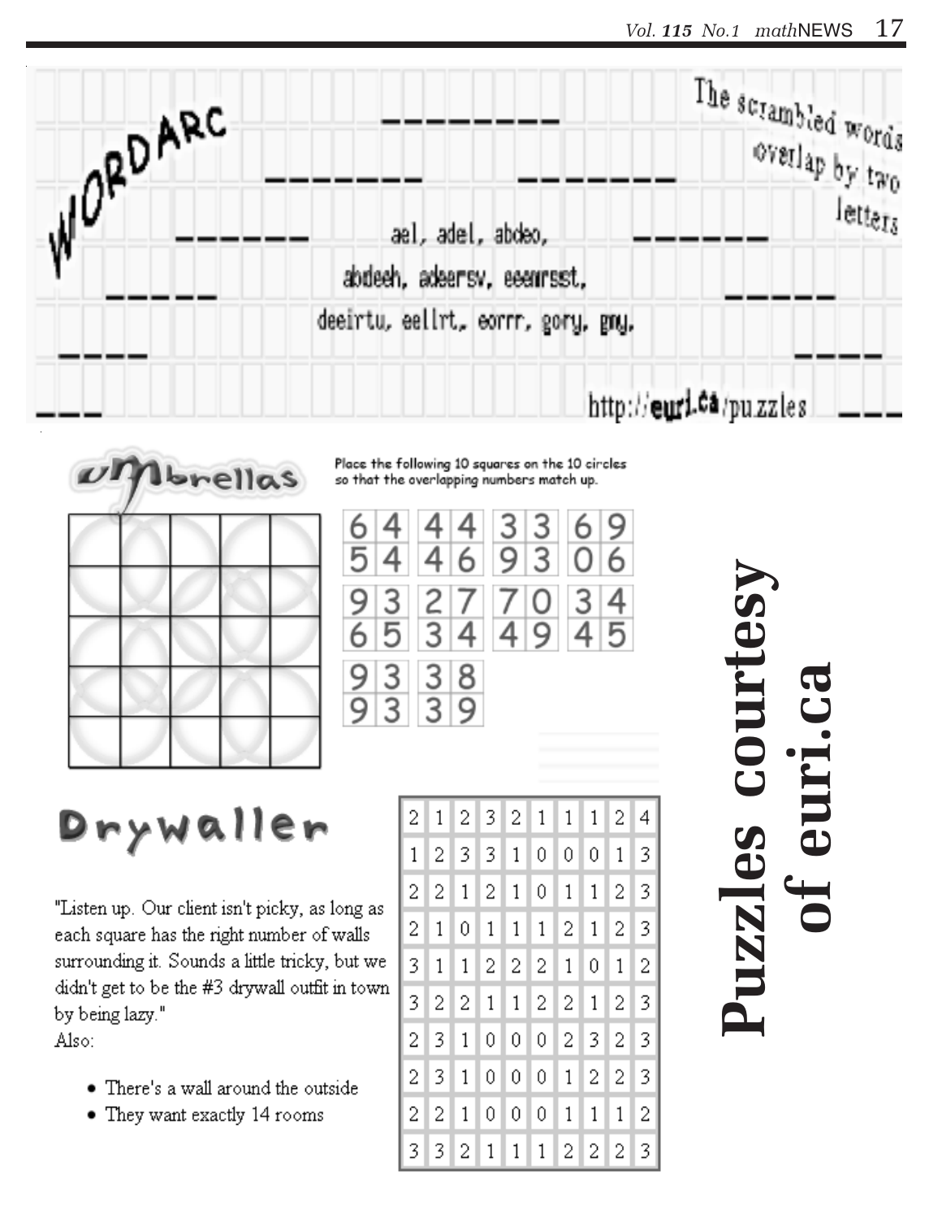# WORDARC

The scrambled words overlap by two letters

ael, adel, abdeo,
abdeeh, adeersv, eeenrsst,
deeirtu, eellrt, eorrr, gory, grry.

http://euri.ca/puzzles

# Umbrellas

Place the following 10 squares on the 10 circles so that the overlapping numbers match up.

| 6 4 | 4 4 | 3 3 | 6 9 |
|---|---|---|---|
| 5 4 | 4 6 | 9 3 | 0 6 |

| 9 3 | 2 7 | 7 0 | 3 4 |
|---|---|---|---|
| 6 5 | 3 4 | 4 9 | 4 5 |

| 9 3 | 3 8 |
|---|---|
| 9 3 | 3 9 |

# Drywaller

"Listen up. Our client isn't picky, as long as each square has the right number of walls surrounding it. Sounds a little tricky, but we didn't get to be the #3 drywall outfit in town by being lazy."

Also:

- There's a wall around the outside
- They want exactly 14 rooms

| | | | | | | | | | |
|---|---|---|---|---|---|---|---|---|---|
| 2 | 1 | 2 | 3 | 2 | 1 | 1 | 1 | 2 | 4 |
| 1 | 2 | 3 | 3 | 1 | 0 | 0 | 0 | 1 | 3 |
| 2 | 2 | 1 | 2 | 1 | 0 | 1 | 1 | 2 | 3 |
| 2 | 1 | 0 | 1 | 1 | 1 | 2 | 1 | 2 | 3 |
| 3 | 1 | 1 | 2 | 2 | 2 | 1 | 0 | 1 | 2 |
| 3 | 2 | 2 | 1 | 1 | 2 | 2 | 1 | 2 | 3 |
| 2 | 3 | 1 | 0 | 0 | 0 | 2 | 3 | 2 | 3 |
| 2 | 3 | 1 | 0 | 0 | 0 | 1 | 2 | 2 | 3 |
| 2 | 2 | 1 | 0 | 0 | 0 | 1 | 1 | 1 | 2 |
| 3 | 3 | 2 | 1 | 1 | 1 | 2 | 2 | 2 | 3 |

**Puzzles courtesy of euri.ca**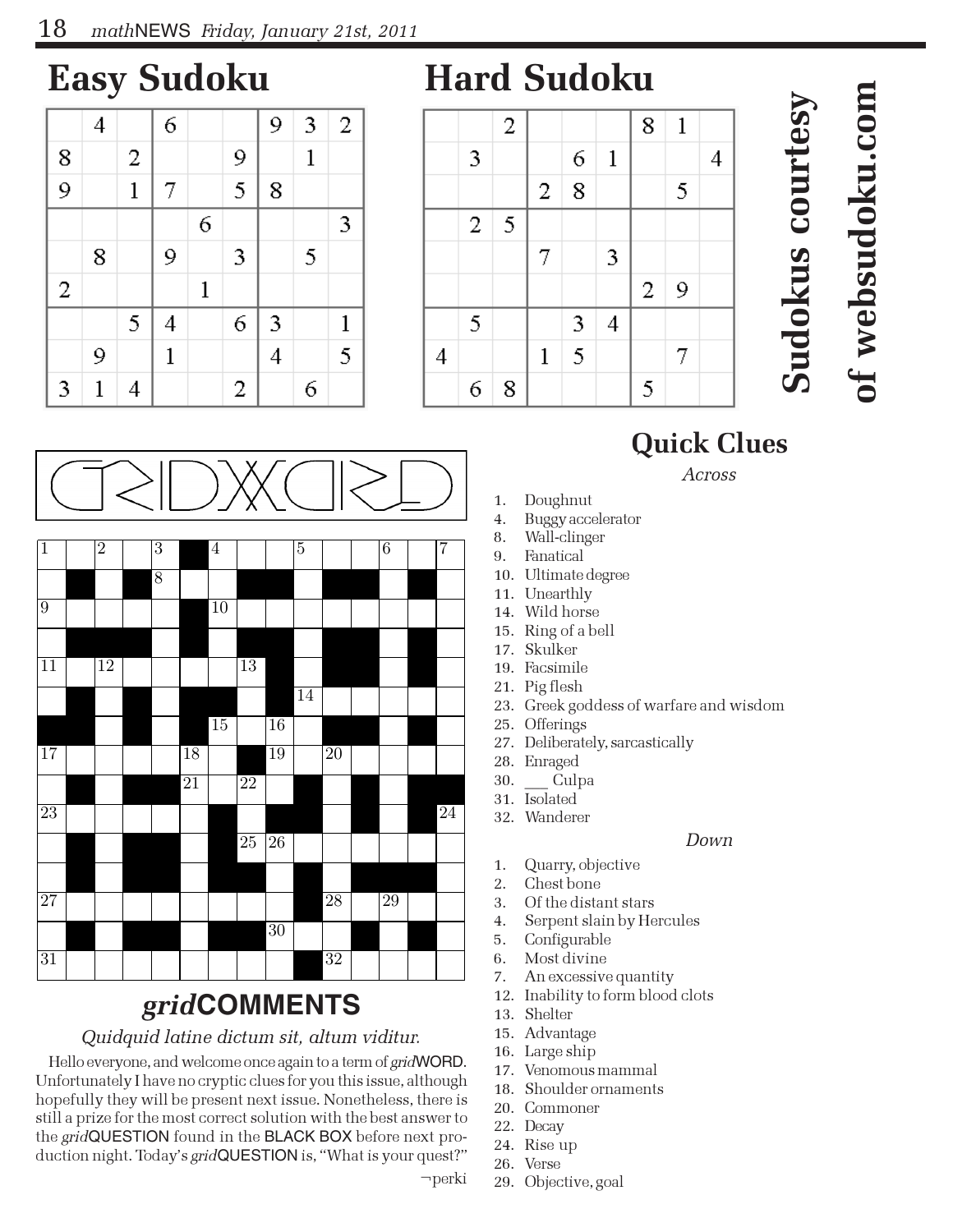# Easy Sudoku

| | | | | | | | | |
|---|---|---|---|---|---|---|---|---|
| | 4 | | 6 | | | 9 | 3 | 2 |
| 8 | | 2 | | | 9 | | 1 | |
| 9 | | 1 | 7 | | 5 | 8 | | |
| | | | | 6 | | | | 3 |
| | 8 | | 9 | | 3 | | 5 | |
| 2 | | | | 1 | | | | |
| | | 5 | 4 | | 6 | 3 | | 1 |
| | 9 | | 1 | | | 4 | | 5 |
| 3 | 1 | 4 | | | 2 | | 6 | |

# Hard Sudoku

| | | | | | | | | |
|---|---|---|---|---|---|---|---|---|
| | | 2 | | | | 8 | 1 | |
| | 3 | | | 6 | 1 | | | 4 |
| | | | 2 | 8 | | | 5 | |
| | 2 | 5 | | | | | | |
| | | | 7 | | 3 | | | |
| | | | | | | 2 | 9 | |
| | 5 | | | 3 | 4 | | | |
| 4 | | | 1 | 5 | | | 7 | |
| | 6 | 8 | | | | 5 | | |

**Sudokus courtesy of websudoku.com**

# GRIDWORD

## Quick Clues

*Across*

1. Doughnut
4. Buggy accelerator
8. Wall-clinger
9. Fanatical
10. Ultimate degree
11. Unearthly
14. Wild horse
15. Ring of a bell
17. Skulker
19. Facsimile
21. Pig flesh
23. Greek goddess of warfare and wisdom
25. Offerings
27. Deliberately, sarcastically
28. Enraged
30. ___ Culpa
31. Isolated
32. Wanderer

*Down*

1. Quarry, objective
2. Chest bone
3. Of the distant stars
4. Serpent slain by Hercules
5. Configurable
6. Most divine
7. An excessive quantity
12. Inability to form blood clots
13. Shelter
15. Advantage
16. Large ship
17. Venomous mammal
18. Shoulder ornaments
20. Commoner
22. Decay
24. Rise up
26. Verse
29. Objective, goal

## *grid*COMMENTS

*Quidquid latine dictum sit, altum viditur.*

Hello everyone, and welcome once again to a term of *grid*WORD. Unfortunately I have no cryptic clues for you this issue, although hopefully they will be present next issue. Nonetheless, there is still a prize for the most correct solution with the best answer to the *grid*QUESTION found in the BLACK BOX before next production night. Today's *grid*QUESTION is, "What is your quest?"

¬perki